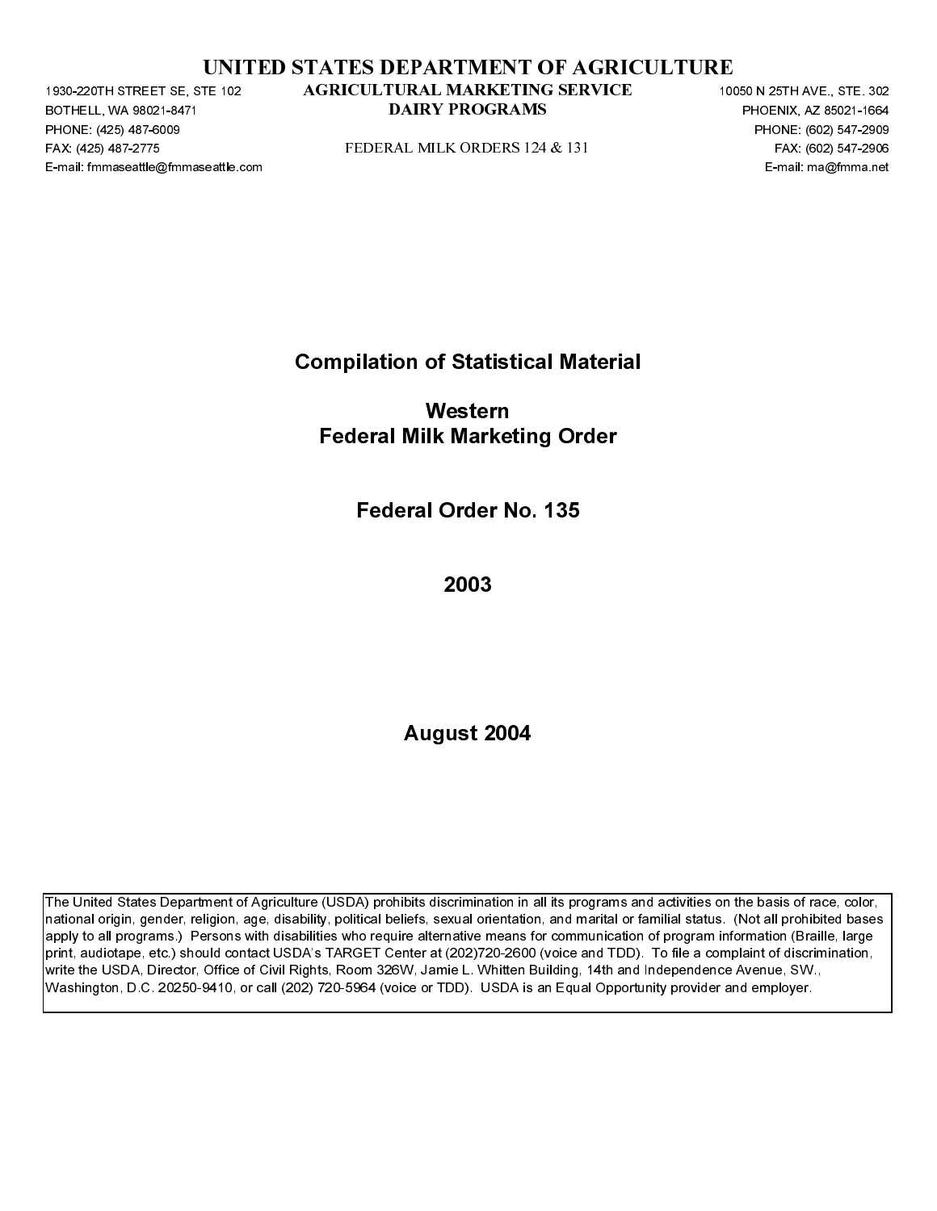# UNITED STATES DEPARTMENT OF AGRICULTURE

1930-220TH STREET SE, STE 102
BOTHELL, WA 98021-8471
PHONE: (425) 487-6009
FAX: (425) 487-2775
E-mail: fmmaseattle@fmmaseattle.com

**AGRICULTURAL MARKETING SERVICE**
**DAIRY PROGRAMS**

FEDERAL MILK ORDERS 124 & 131

10050 N 25TH AVE., STE. 302
PHOENIX, AZ 85021-1664
PHONE: (602) 547-2909
FAX: (602) 547-2906
E-mail: ma@fmma.net

## Compilation of Statistical Material

## Western Federal Milk Marketing Order

## Federal Order No. 135

## 2003

## August 2004

The United States Department of Agriculture (USDA) prohibits discrimination in all its programs and activities on the basis of race, color, national origin, gender, religion, age, disability, political beliefs, sexual orientation, and marital or familial status. (Not all prohibited bases apply to all programs.) Persons with disabilities who require alternative means for communication of program information (Braille, large print, audiotape, etc.) should contact USDA's TARGET Center at (202)720-2600 (voice and TDD). To file a complaint of discrimination, write the USDA, Director, Office of Civil Rights, Room 326W, Jamie L. Whitten Building, 14th and Independence Avenue, SW., Washington, D.C. 20250-9410, or call (202) 720-5964 (voice or TDD). USDA is an Equal Opportunity provider and employer.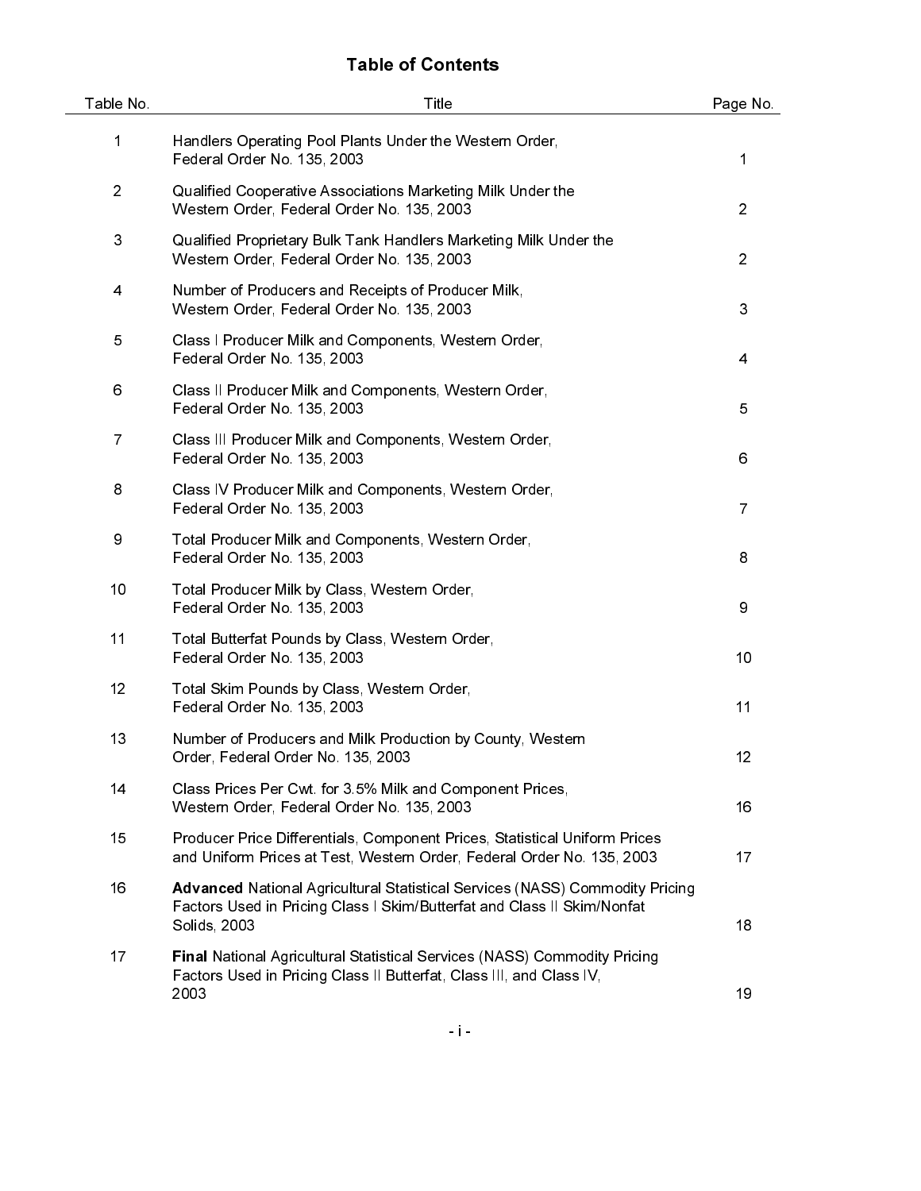# Table of Contents

| Table No. | Title | Page No. |
|---|---|---|
| 1 | Handlers Operating Pool Plants Under the Western Order, Federal Order No. 135, 2003 | 1 |
| 2 | Qualified Cooperative Associations Marketing Milk Under the Western Order, Federal Order No. 135, 2003 | 2 |
| 3 | Qualified Proprietary Bulk Tank Handlers Marketing Milk Under the Western Order, Federal Order No. 135, 2003 | 2 |
| 4 | Number of Producers and Receipts of Producer Milk, Western Order, Federal Order No. 135, 2003 | 3 |
| 5 | Class I Producer Milk and Components, Western Order, Federal Order No. 135, 2003 | 4 |
| 6 | Class II Producer Milk and Components, Western Order, Federal Order No. 135, 2003 | 5 |
| 7 | Class III Producer Milk and Components, Western Order, Federal Order No. 135, 2003 | 6 |
| 8 | Class IV Producer Milk and Components, Western Order, Federal Order No. 135, 2003 | 7 |
| 9 | Total Producer Milk and Components, Western Order, Federal Order No. 135, 2003 | 8 |
| 10 | Total Producer Milk by Class, Western Order, Federal Order No. 135, 2003 | 9 |
| 11 | Total Butterfat Pounds by Class, Western Order, Federal Order No. 135, 2003 | 10 |
| 12 | Total Skim Pounds by Class, Western Order, Federal Order No. 135, 2003 | 11 |
| 13 | Number of Producers and Milk Production by County, Western Order, Federal Order No. 135, 2003 | 12 |
| 14 | Class Prices Per Cwt. for 3.5% Milk and Component Prices, Western Order, Federal Order No. 135, 2003 | 16 |
| 15 | Producer Price Differentials, Component Prices, Statistical Uniform Prices and Uniform Prices at Test, Western Order, Federal Order No. 135, 2003 | 17 |
| 16 | **Advanced** National Agricultural Statistical Services (NASS) Commodity Pricing Factors Used in Pricing Class I Skim/Butterfat and Class II Skim/Nonfat Solids, 2003 | 18 |
| 17 | **Final** National Agricultural Statistical Services (NASS) Commodity Pricing Factors Used in Pricing Class II Butterfat, Class III, and Class IV, 2003 | 19 |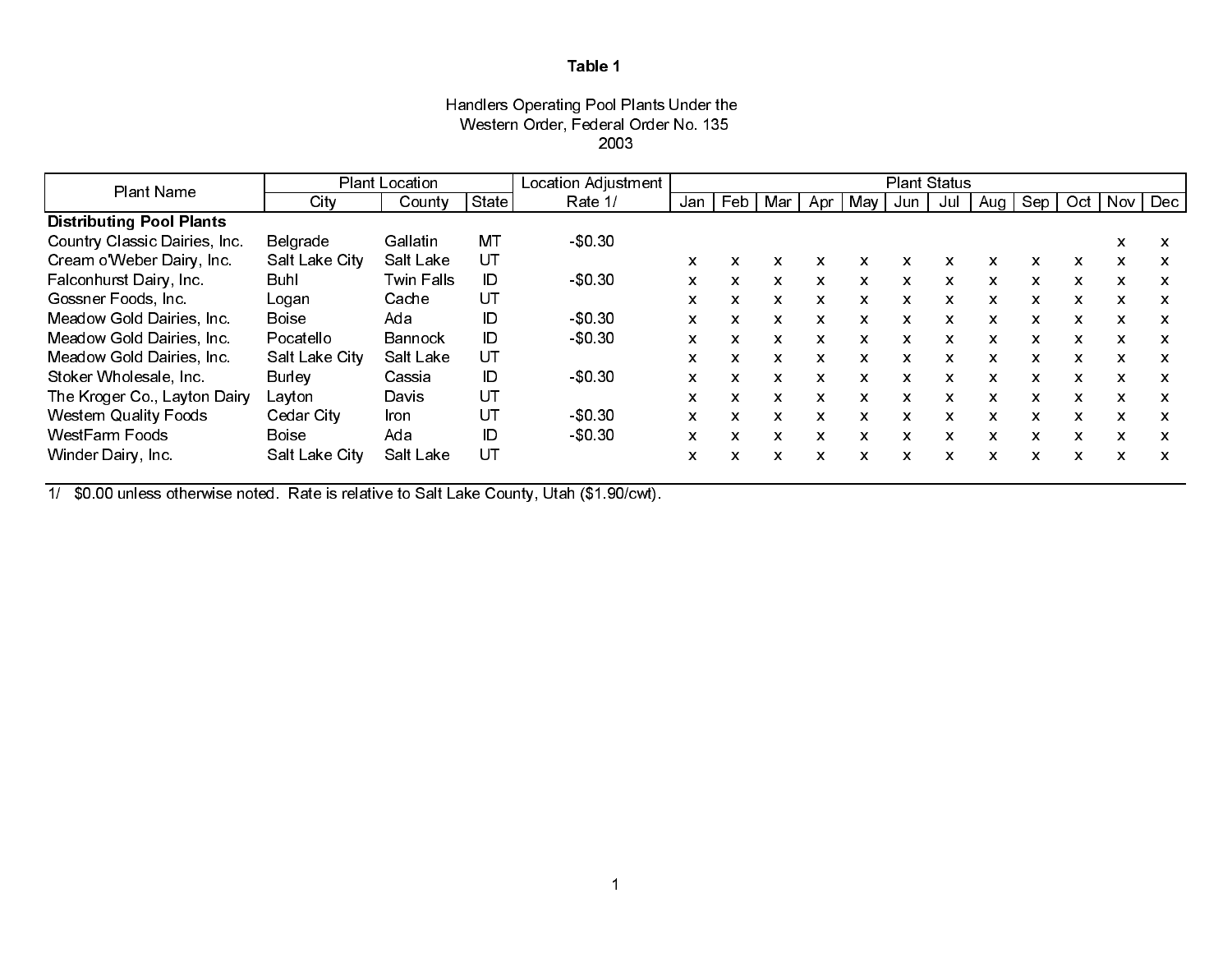**Table 1**

Handlers Operating Pool Plants Under the
Western Order, Federal Order No. 135
2003

| Plant Name | Plant Location | | | Location Adjustment | Plant Status | | | | | | | | | | | |
|---|---|---|---|---|---|---|---|---|---|---|---|---|---|---|---|---|
| | City | County | State | Rate 1/ | Jan | Feb | Mar | Apr | May | Jun | Jul | Aug | Sep | Oct | Nov | Dec |
| **Distributing Pool Plants** | | | | | | | | | | | | | | | | |
| Country Classic Dairies, Inc. | Belgrade | Gallatin | MT | -$0.30 | | | | | | | | | | | x | x |
| Cream o'Weber Dairy, Inc. | Salt Lake City | Salt Lake | UT | | x | x | x | x | x | x | x | x | x | x | x | x |
| Falconhurst Dairy, Inc. | Buhl | Twin Falls | ID | -$0.30 | x | x | x | x | x | x | x | x | x | x | x | x |
| Gossner Foods, Inc. | Logan | Cache | UT | | x | x | x | x | x | x | x | x | x | x | x | x |
| Meadow Gold Dairies, Inc. | Boise | Ada | ID | -$0.30 | x | x | x | x | x | x | x | x | x | x | x | x |
| Meadow Gold Dairies, Inc. | Pocatello | Bannock | ID | -$0.30 | x | x | x | x | x | x | x | x | x | x | x | x |
| Meadow Gold Dairies, Inc. | Salt Lake City | Salt Lake | UT | | x | x | x | x | x | x | x | x | x | x | x | x |
| Stoker Wholesale, Inc. | Burley | Cassia | ID | -$0.30 | x | x | x | x | x | x | x | x | x | x | x | x |
| The Kroger Co., Layton Dairy | Layton | Davis | UT | | x | x | x | x | x | x | x | x | x | x | x | x |
| Western Quality Foods | Cedar City | Iron | UT | -$0.30 | x | x | x | x | x | x | x | x | x | x | x | x |
| WestFarm Foods | Boise | Ada | ID | -$0.30 | x | x | x | x | x | x | x | x | x | x | x | x |
| Winder Dairy, Inc. | Salt Lake City | Salt Lake | UT | | x | x | x | x | x | x | x | x | x | x | x | x |

1/ $0.00 unless otherwise noted. Rate is relative to Salt Lake County, Utah ($1.90/cwt).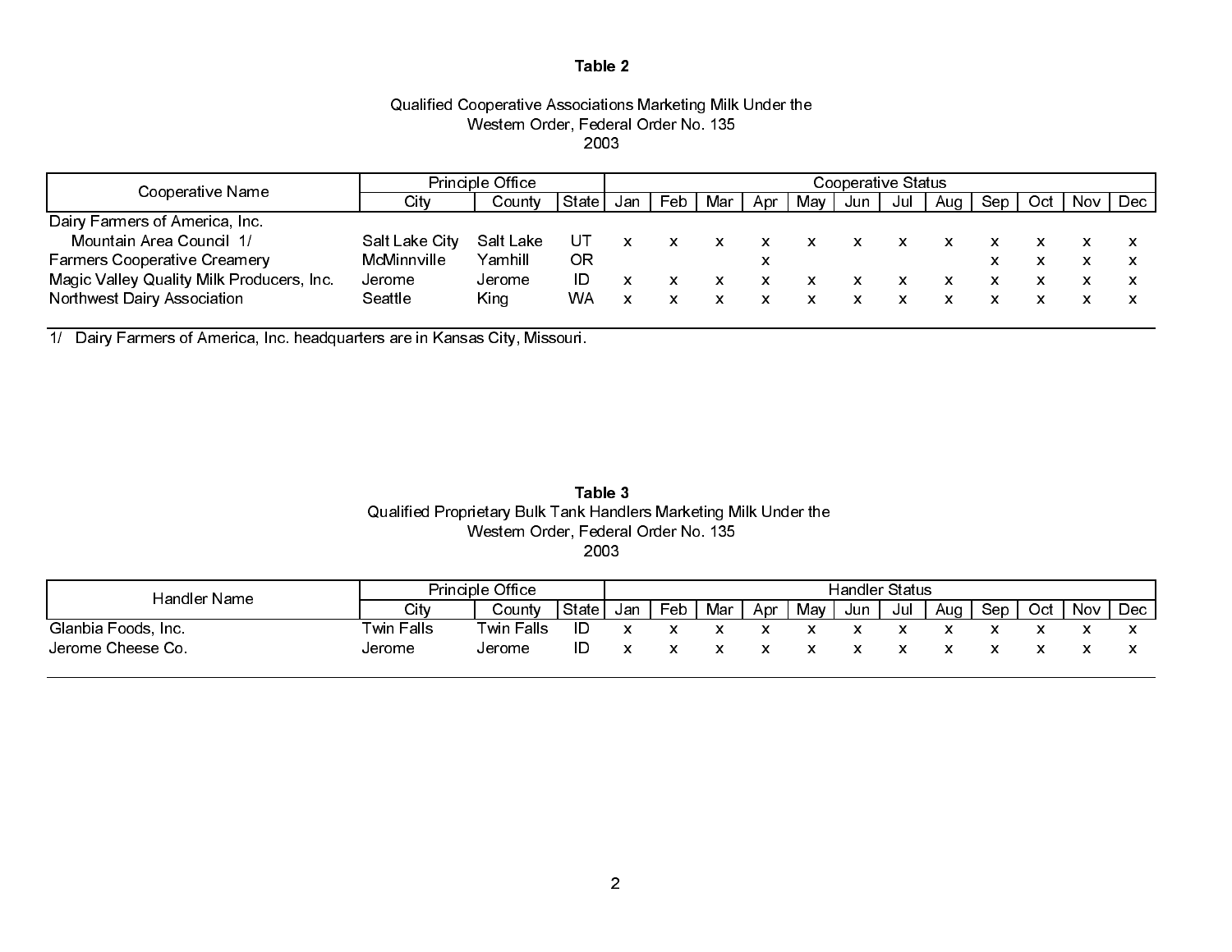**Table 2**

Qualified Cooperative Associations Marketing Milk Under the
Western Order, Federal Order No. 135
2003

| Cooperative Name | Principle Office | | | Cooperative Status | | | | | | | | | | | |
|---|---|---|---|---|---|---|---|---|---|---|---|---|---|---|---|
| | City | County | State | Jan | Feb | Mar | Apr | May | Jun | Jul | Aug | Sep | Oct | Nov | Dec |
| Dairy Farmers of America, Inc. | | | | | | | | | | | | | | | |
| Mountain Area Council 1/ | Salt Lake City | Salt Lake | UT | x | x | x | x | x | x | x | x | x | x | x | x |
| Farmers Cooperative Creamery | McMinnville | Yamhill | OR | | | | x | | | | | x | x | x | x |
| Magic Valley Quality Milk Producers, Inc. | Jerome | Jerome | ID | x | x | x | x | x | x | x | x | x | x | x | x |
| Northwest Dairy Association | Seattle | King | WA | x | x | x | x | x | x | x | x | x | x | x | x |

1/ Dairy Farmers of America, Inc. headquarters are in Kansas City, Missouri.

**Table 3**

Qualified Proprietary Bulk Tank Handlers Marketing Milk Under the
Western Order, Federal Order No. 135
2003

| Handler Name | Principle Office | | | Handler Status | | | | | | | | | | | |
|---|---|---|---|---|---|---|---|---|---|---|---|---|---|---|---|
| | City | County | State | Jan | Feb | Mar | Apr | May | Jun | Jul | Aug | Sep | Oct | Nov | Dec |
| Glanbia Foods, Inc. | Twin Falls | Twin Falls | ID | x | x | x | x | x | x | x | x | x | x | x | x |
| Jerome Cheese Co. | Jerome | Jerome | ID | x | x | x | x | x | x | x | x | x | x | x | x |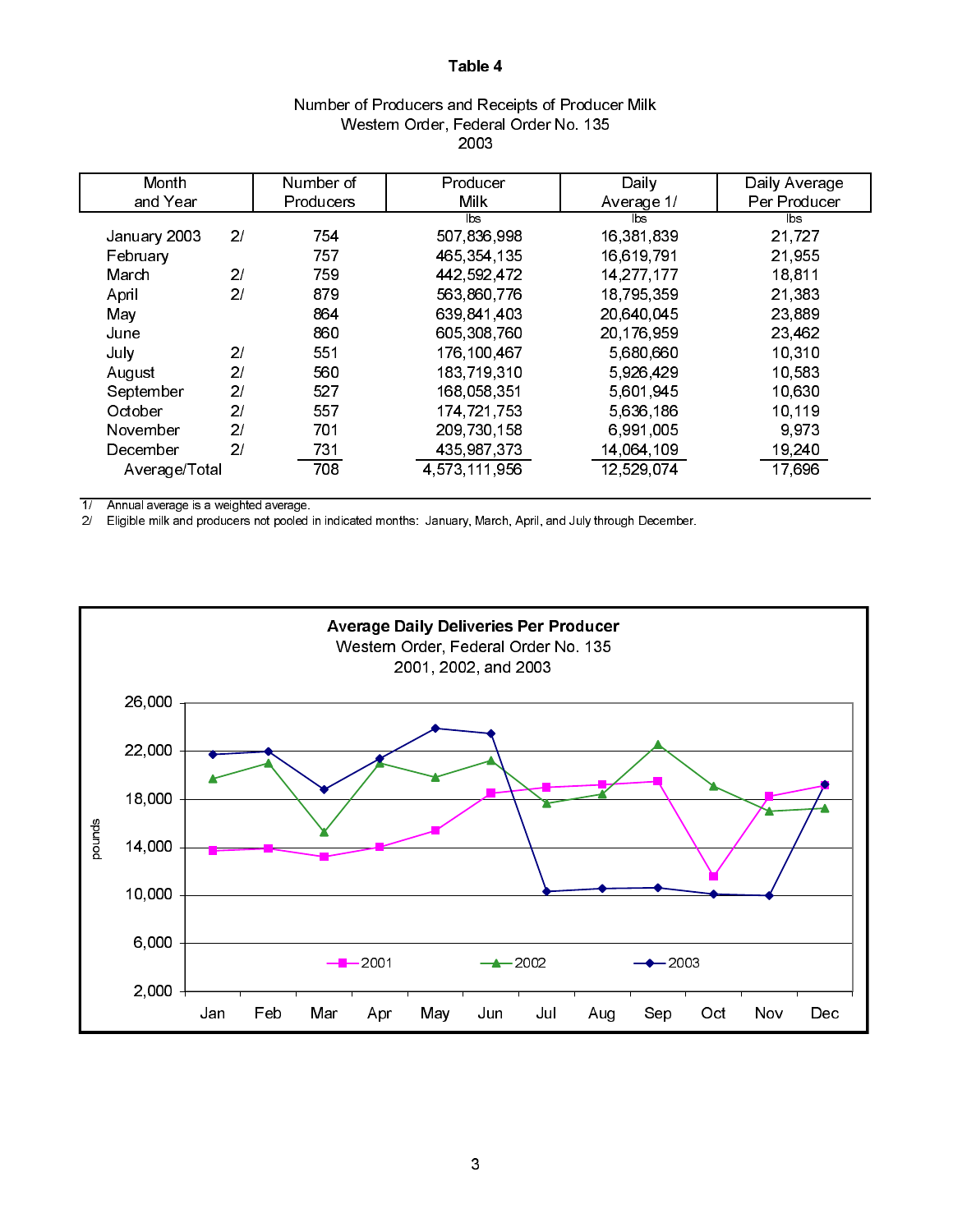**Table 4**

Number of Producers and Receipts of Producer Milk
Western Order, Federal Order No. 135
2003

| Month and Year | | Number of Producers | Producer Milk | Daily Average 1/ | Daily Average Per Producer |
|---|---|---|---|---|---|
| | | | lbs | lbs | lbs |
| January 2003 | 2/ | 754 | 507,836,998 | 16,381,839 | 21,727 |
| February | | 757 | 465,354,135 | 16,619,791 | 21,955 |
| March | 2/ | 759 | 442,592,472 | 14,277,177 | 18,811 |
| April | 2/ | 879 | 563,860,776 | 18,795,359 | 21,383 |
| May | | 864 | 639,841,403 | 20,640,045 | 23,889 |
| June | | 860 | 605,308,760 | 20,176,959 | 23,462 |
| July | 2/ | 551 | 176,100,467 | 5,680,660 | 10,310 |
| August | 2/ | 560 | 183,719,310 | 5,926,429 | 10,583 |
| September | 2/ | 527 | 168,058,351 | 5,601,945 | 10,630 |
| October | 2/ | 557 | 174,721,753 | 5,636,186 | 10,119 |
| November | 2/ | 701 | 209,730,158 | 6,991,005 | 9,973 |
| December | 2/ | 731 | 435,987,373 | 14,064,109 | 19,240 |
| Average/Total | | 708 | 4,573,111,956 | 12,529,074 | 17,696 |

1/ Annual average is a weighted average.
2/ Eligible milk and producers not pooled in indicated months: January, March, April, and July through December.

**Average Daily Deliveries Per Producer**
Western Order, Federal Order No. 135
2001, 2002, and 2003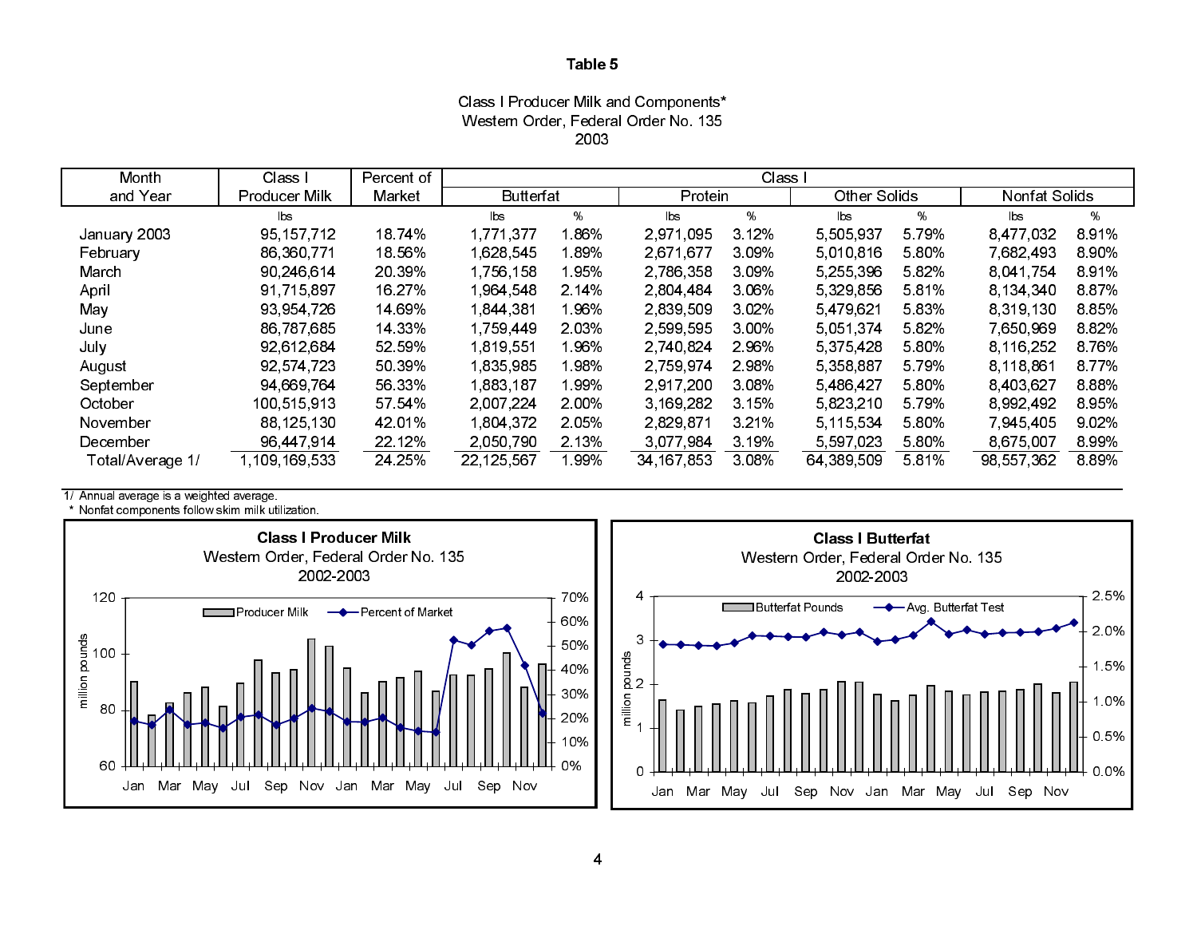# Table 5

## Class I Producer Milk and Components*
## Western Order, Federal Order No. 135
## 2003

| Month and Year | Class I Producer Milk | Percent of Market | Class I Butterfat | | Class I Protein | | Class I Other Solids | | Class I Nonfat Solids | |
|---|---|---|---|---|---|---|---|---|---|---|
| | lbs | | lbs | % | lbs | % | lbs | % | lbs | % |
| January 2003 | 95,157,712 | 18.74% | 1,771,377 | 1.86% | 2,971,095 | 3.12% | 5,505,937 | 5.79% | 8,477,032 | 8.91% |
| February | 86,360,771 | 18.56% | 1,628,545 | 1.89% | 2,671,677 | 3.09% | 5,010,816 | 5.80% | 7,682,493 | 8.90% |
| March | 90,246,614 | 20.39% | 1,756,158 | 1.95% | 2,786,358 | 3.09% | 5,255,396 | 5.82% | 8,041,754 | 8.91% |
| April | 91,715,897 | 16.27% | 1,964,548 | 2.14% | 2,804,484 | 3.06% | 5,329,856 | 5.81% | 8,134,340 | 8.87% |
| May | 93,954,726 | 14.69% | 1,844,381 | 1.96% | 2,839,509 | 3.02% | 5,479,621 | 5.83% | 8,319,130 | 8.85% |
| June | 86,787,685 | 14.33% | 1,759,449 | 2.03% | 2,599,595 | 3.00% | 5,051,374 | 5.82% | 7,650,969 | 8.82% |
| July | 92,612,684 | 52.59% | 1,819,551 | 1.96% | 2,740,824 | 2.96% | 5,375,428 | 5.80% | 8,116,252 | 8.76% |
| August | 92,574,723 | 50.39% | 1,835,985 | 1.98% | 2,759,974 | 2.98% | 5,358,887 | 5.79% | 8,118,861 | 8.77% |
| September | 94,669,764 | 56.33% | 1,883,187 | 1.99% | 2,917,200 | 3.08% | 5,486,427 | 5.80% | 8,403,627 | 8.88% |
| October | 100,515,913 | 57.54% | 2,007,224 | 2.00% | 3,169,282 | 3.15% | 5,823,210 | 5.79% | 8,992,492 | 8.95% |
| November | 88,125,130 | 42.01% | 1,804,372 | 2.05% | 2,829,871 | 3.21% | 5,115,534 | 5.80% | 7,945,405 | 9.02% |
| December | 96,447,914 | 22.12% | 2,050,790 | 2.13% | 3,077,984 | 3.19% | 5,597,023 | 5.80% | 8,675,007 | 8.99% |
| Total/Average 1/ | 1,109,169,533 | 24.25% | 22,125,567 | 1.99% | 34,167,853 | 3.08% | 64,389,509 | 5.81% | 98,557,362 | 8.89% |

1/ Annual average is a weighted average.
\* Nonfat components follow skim milk utilization.

**Class I Producer Milk**
Western Order, Federal Order No. 135
2002-2003

**Class I Butterfat**
Western Order, Federal Order No. 135
2002-2003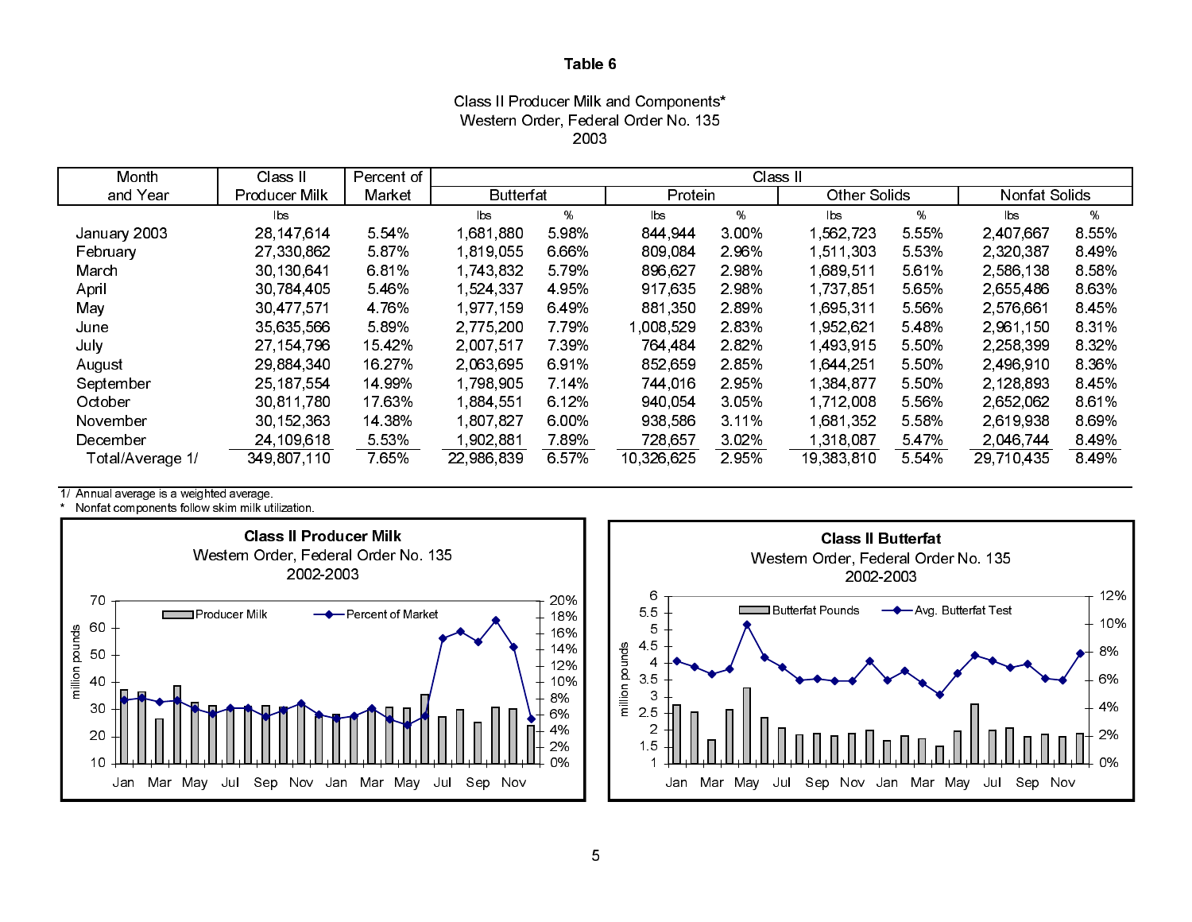# Table 6

Class II Producer Milk and Components*
Western Order, Federal Order No. 135
2003

| Month and Year | Class II Producer Milk | Percent of Market | Class II Butterfat | | Class II Protein | | Class II Other Solids | | Class II Nonfat Solids | |
|---|---|---|---|---|---|---|---|---|---|---|
| | lbs | | lbs | % | lbs | % | lbs | % | lbs | % |
| January 2003 | 28,147,614 | 5.54% | 1,681,880 | 5.98% | 844,944 | 3.00% | 1,562,723 | 5.55% | 2,407,667 | 8.55% |
| February | 27,330,862 | 5.87% | 1,819,055 | 6.66% | 809,084 | 2.96% | 1,511,303 | 5.53% | 2,320,387 | 8.49% |
| March | 30,130,641 | 6.81% | 1,743,832 | 5.79% | 896,627 | 2.98% | 1,689,511 | 5.61% | 2,586,138 | 8.58% |
| April | 30,784,405 | 5.46% | 1,524,337 | 4.95% | 917,635 | 2.98% | 1,737,851 | 5.65% | 2,655,486 | 8.63% |
| May | 30,477,571 | 4.76% | 1,977,159 | 6.49% | 881,350 | 2.89% | 1,695,311 | 5.56% | 2,576,661 | 8.45% |
| June | 35,635,566 | 5.89% | 2,775,200 | 7.79% | 1,008,529 | 2.83% | 1,952,621 | 5.48% | 2,961,150 | 8.31% |
| July | 27,154,796 | 15.42% | 2,007,517 | 7.39% | 764,484 | 2.82% | 1,493,915 | 5.50% | 2,258,399 | 8.32% |
| August | 29,884,340 | 16.27% | 2,063,695 | 6.91% | 852,659 | 2.85% | 1,644,251 | 5.50% | 2,496,910 | 8.36% |
| September | 25,187,554 | 14.99% | 1,798,905 | 7.14% | 744,016 | 2.95% | 1,384,877 | 5.50% | 2,128,893 | 8.45% |
| October | 30,811,780 | 17.63% | 1,884,551 | 6.12% | 940,054 | 3.05% | 1,712,008 | 5.56% | 2,652,062 | 8.61% |
| November | 30,152,363 | 14.38% | 1,807,827 | 6.00% | 938,586 | 3.11% | 1,681,352 | 5.58% | 2,619,938 | 8.69% |
| December | 24,109,618 | 5.53% | 1,902,881 | 7.89% | 728,657 | 3.02% | 1,318,087 | 5.47% | 2,046,744 | 8.49% |
| Total/Average 1/ | 349,807,110 | 7.65% | 22,986,839 | 6.57% | 10,326,625 | 2.95% | 19,383,810 | 5.54% | 29,710,435 | 8.49% |

1/ Annual average is a weighted average.
\* Nonfat components follow skim milk utilization.

**Class II Producer Milk**
Western Order, Federal Order No. 135
2002-2003

**Class II Butterfat**
Western Order, Federal Order No. 135
2002-2003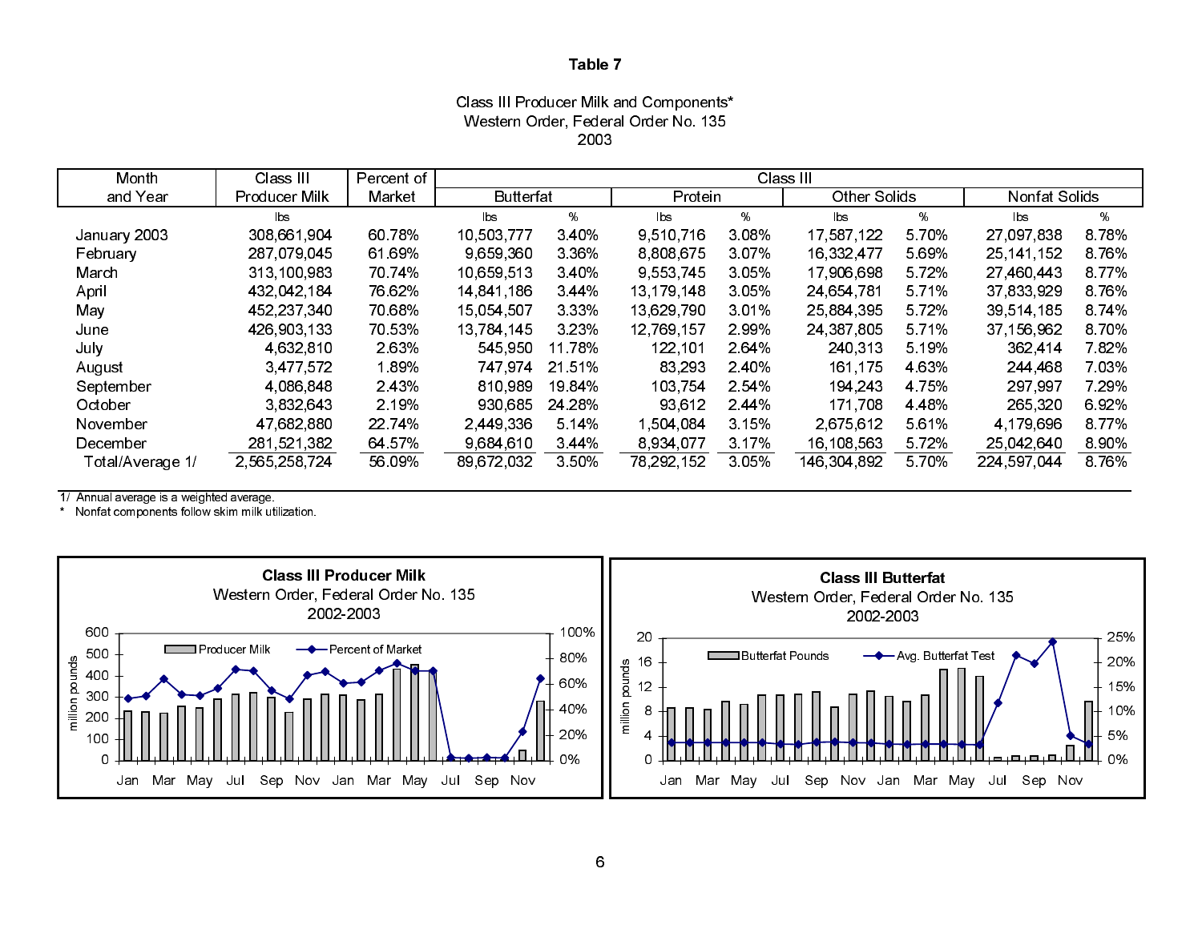## Table 7

Class III Producer Milk and Components*
Western Order, Federal Order No. 135
2003

| Month and Year | Class III Producer Milk | Percent of Market | Class III Butterfat | | Class III Protein | | Class III Other Solids | | Class III Nonfat Solids | |
|---|---|---|---|---|---|---|---|---|---|---|
| | lbs | | lbs | % | lbs | % | lbs | % | lbs | % |
| January 2003 | 308,661,904 | 60.78% | 10,503,777 | 3.40% | 9,510,716 | 3.08% | 17,587,122 | 5.70% | 27,097,838 | 8.78% |
| February | 287,079,045 | 61.69% | 9,659,360 | 3.36% | 8,808,675 | 3.07% | 16,332,477 | 5.69% | 25,141,152 | 8.76% |
| March | 313,100,983 | 70.74% | 10,659,513 | 3.40% | 9,553,745 | 3.05% | 17,906,698 | 5.72% | 27,460,443 | 8.77% |
| April | 432,042,184 | 76.62% | 14,841,186 | 3.44% | 13,179,148 | 3.05% | 24,654,781 | 5.71% | 37,833,929 | 8.76% |
| May | 452,237,340 | 70.68% | 15,054,507 | 3.33% | 13,629,790 | 3.01% | 25,884,395 | 5.72% | 39,514,185 | 8.74% |
| June | 426,903,133 | 70.53% | 13,784,145 | 3.23% | 12,769,157 | 2.99% | 24,387,805 | 5.71% | 37,156,962 | 8.70% |
| July | 4,632,810 | 2.63% | 545,950 | 11.78% | 122,101 | 2.64% | 240,313 | 5.19% | 362,414 | 7.82% |
| August | 3,477,572 | 1.89% | 747,974 | 21.51% | 83,293 | 2.40% | 161,175 | 4.63% | 244,468 | 7.03% |
| September | 4,086,848 | 2.43% | 810,989 | 19.84% | 103,754 | 2.54% | 194,243 | 4.75% | 297,997 | 7.29% |
| October | 3,832,643 | 2.19% | 930,685 | 24.28% | 93,612 | 2.44% | 171,708 | 4.48% | 265,320 | 6.92% |
| November | 47,682,880 | 22.74% | 2,449,336 | 5.14% | 1,504,084 | 3.15% | 2,675,612 | 5.61% | 4,179,696 | 8.77% |
| December | 281,521,382 | 64.57% | 9,684,610 | 3.44% | 8,934,077 | 3.17% | 16,108,563 | 5.72% | 25,042,640 | 8.90% |
| Total/Average 1/ | 2,565,258,724 | 56.09% | 89,672,032 | 3.50% | 78,292,152 | 3.05% | 146,304,892 | 5.70% | 224,597,044 | 8.76% |

1/ Annual average is a weighted average.
* Nonfat components follow skim milk utilization.

**Class III Producer Milk**
Western Order, Federal Order No. 135
2002-2003

**Class III Butterfat**
Western Order, Federal Order No. 135
2002-2003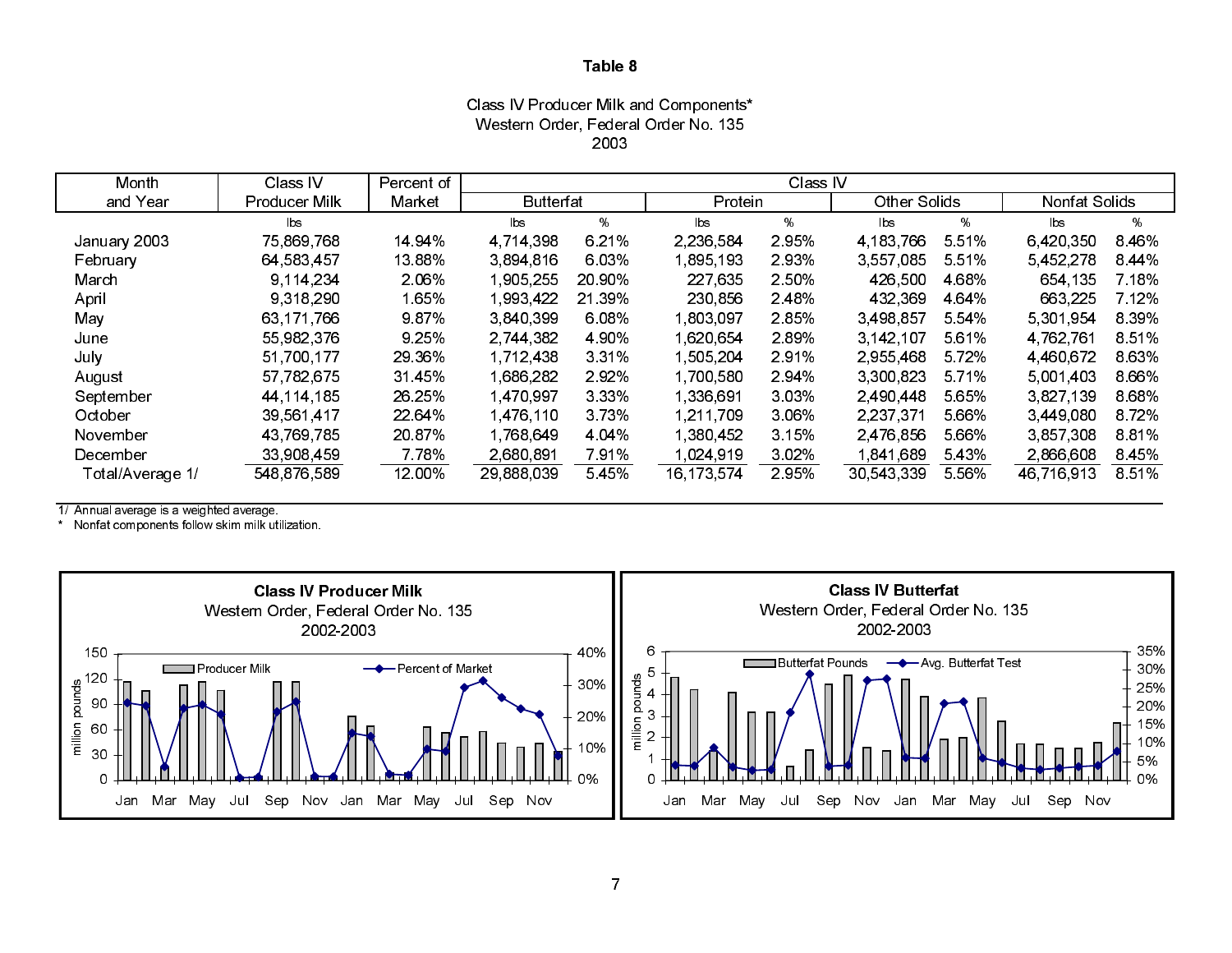**Table 8**

Class IV Producer Milk and Components*
Western Order, Federal Order No. 135
2003

| Month and Year | Class IV Producer Milk | Percent of Market | Class IV Butterfat | | Class IV Protein | | Class IV Other Solids | | Class IV Nonfat Solids | |
|---|---|---|---|---|---|---|---|---|---|---|
| | lbs | | lbs | % | lbs | % | lbs | % | lbs | % |
| January 2003 | 75,869,768 | 14.94% | 4,714,398 | 6.21% | 2,236,584 | 2.95% | 4,183,766 | 5.51% | 6,420,350 | 8.46% |
| February | 64,583,457 | 13.88% | 3,894,816 | 6.03% | 1,895,193 | 2.93% | 3,557,085 | 5.51% | 5,452,278 | 8.44% |
| March | 9,114,234 | 2.06% | 1,905,255 | 20.90% | 227,635 | 2.50% | 426,500 | 4.68% | 654,135 | 7.18% |
| April | 9,318,290 | 1.65% | 1,993,422 | 21.39% | 230,856 | 2.48% | 432,369 | 4.64% | 663,225 | 7.12% |
| May | 63,171,766 | 9.87% | 3,840,399 | 6.08% | 1,803,097 | 2.85% | 3,498,857 | 5.54% | 5,301,954 | 8.39% |
| June | 55,982,376 | 9.25% | 2,744,382 | 4.90% | 1,620,654 | 2.89% | 3,142,107 | 5.61% | 4,762,761 | 8.51% |
| July | 51,700,177 | 29.36% | 1,712,438 | 3.31% | 1,505,204 | 2.91% | 2,955,468 | 5.72% | 4,460,672 | 8.63% |
| August | 57,782,675 | 31.45% | 1,686,282 | 2.92% | 1,700,580 | 2.94% | 3,300,823 | 5.71% | 5,001,403 | 8.66% |
| September | 44,114,185 | 26.25% | 1,470,997 | 3.33% | 1,336,691 | 3.03% | 2,490,448 | 5.65% | 3,827,139 | 8.68% |
| October | 39,561,417 | 22.64% | 1,476,110 | 3.73% | 1,211,709 | 3.06% | 2,237,371 | 5.66% | 3,449,080 | 8.72% |
| November | 43,769,785 | 20.87% | 1,768,649 | 4.04% | 1,380,452 | 3.15% | 2,476,856 | 5.66% | 3,857,308 | 8.81% |
| December | 33,908,459 | 7.78% | 2,680,891 | 7.91% | 1,024,919 | 3.02% | 1,841,689 | 5.43% | 2,866,608 | 8.45% |
| Total/Average 1/ | 548,876,589 | 12.00% | 29,888,039 | 5.45% | 16,173,574 | 2.95% | 30,543,339 | 5.56% | 46,716,913 | 8.51% |

1/ Annual average is a weighted average.
\* Nonfat components follow skim milk utilization.

**Class IV Producer Milk**
Western Order, Federal Order No. 135
2002-2003

**Class IV Butterfat**
Western Order, Federal Order No. 135
2002-2003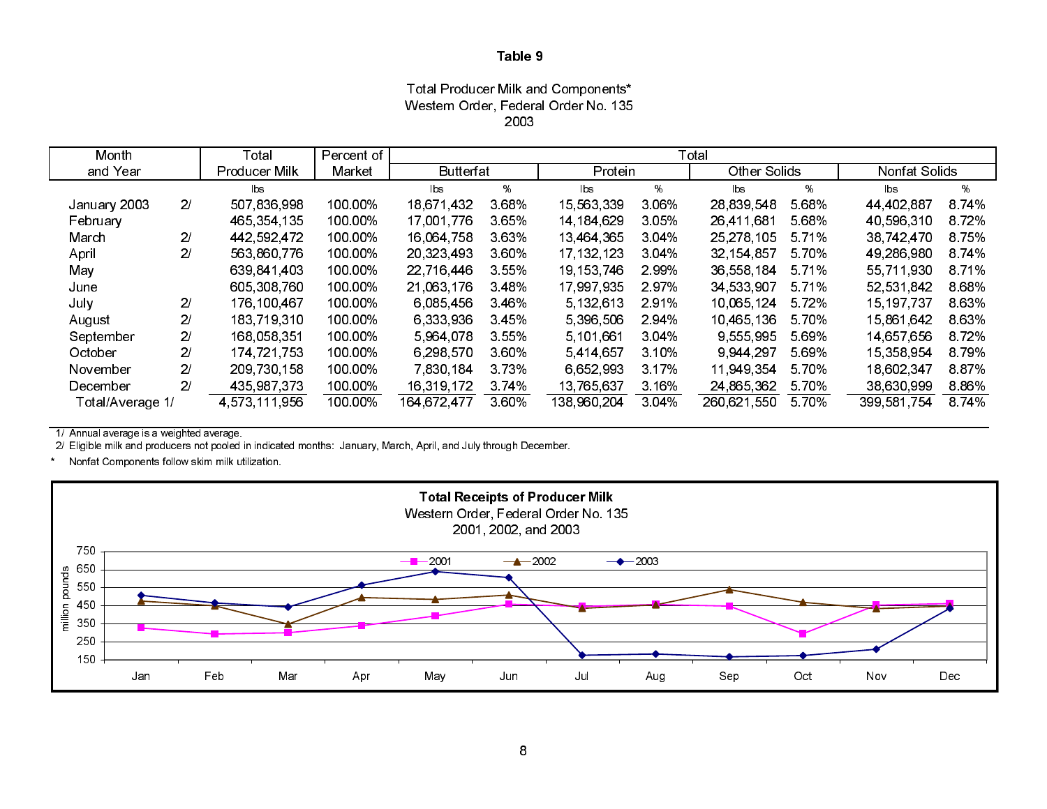# Table 9

Total Producer Milk and Components*
Western Order, Federal Order No. 135
2003

| Month and Year | | Total Producer Milk | Percent of Market | Total Butterfat | | Total Protein | | Total Other Solids | | Total Nonfat Solids | |
|---|---|---|---|---|---|---|---|---|---|---|---|
| | | lbs | | lbs | % | lbs | % | lbs | % | lbs | % |
| January 2003 | 2/ | 507,836,998 | 100.00% | 18,671,432 | 3.68% | 15,563,339 | 3.06% | 28,839,548 | 5.68% | 44,402,887 | 8.74% |
| February | | 465,354,135 | 100.00% | 17,001,776 | 3.65% | 14,184,629 | 3.05% | 26,411,681 | 5.68% | 40,596,310 | 8.72% |
| March | 2/ | 442,592,472 | 100.00% | 16,064,758 | 3.63% | 13,464,365 | 3.04% | 25,278,105 | 5.71% | 38,742,470 | 8.75% |
| April | 2/ | 563,860,776 | 100.00% | 20,323,493 | 3.60% | 17,132,123 | 3.04% | 32,154,857 | 5.70% | 49,286,980 | 8.74% |
| May | | 639,841,403 | 100.00% | 22,716,446 | 3.55% | 19,153,746 | 2.99% | 36,558,184 | 5.71% | 55,711,930 | 8.71% |
| June | | 605,308,760 | 100.00% | 21,063,176 | 3.48% | 17,997,935 | 2.97% | 34,533,907 | 5.71% | 52,531,842 | 8.68% |
| July | 2/ | 176,100,467 | 100.00% | 6,085,456 | 3.46% | 5,132,613 | 2.91% | 10,065,124 | 5.72% | 15,197,737 | 8.63% |
| August | 2/ | 183,719,310 | 100.00% | 6,333,936 | 3.45% | 5,396,506 | 2.94% | 10,465,136 | 5.70% | 15,861,642 | 8.63% |
| September | 2/ | 168,058,351 | 100.00% | 5,964,078 | 3.55% | 5,101,661 | 3.04% | 9,555,995 | 5.69% | 14,657,656 | 8.72% |
| October | 2/ | 174,721,753 | 100.00% | 6,298,570 | 3.60% | 5,414,657 | 3.10% | 9,944,297 | 5.69% | 15,358,954 | 8.79% |
| November | 2/ | 209,730,158 | 100.00% | 7,830,184 | 3.73% | 6,652,993 | 3.17% | 11,949,354 | 5.70% | 18,602,347 | 8.87% |
| December | 2/ | 435,987,373 | 100.00% | 16,319,172 | 3.74% | 13,765,637 | 3.16% | 24,865,362 | 5.70% | 38,630,999 | 8.86% |
| Total/Average 1/ | | 4,573,111,956 | 100.00% | 164,672,477 | 3.60% | 138,960,204 | 3.04% | 260,621,550 | 5.70% | 399,581,754 | 8.74% |

1/ Annual average is a weighted average.
2/ Eligible milk and producers not pooled in indicated months: January, March, April, and July through December.
\* Nonfat Components follow skim milk utilization.

**Total Receipts of Producer Milk**
Western Order, Federal Order No. 135
2001, 2002, and 2003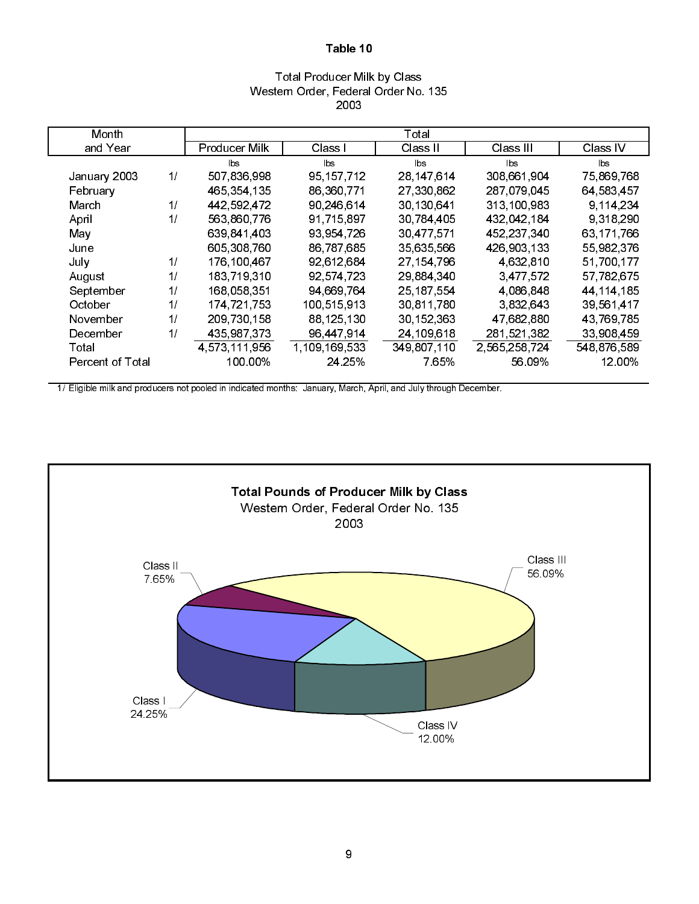**Table 10**

Total Producer Milk by Class
Western Order, Federal Order No. 135
2003

| Month and Year | | Total Producer Milk | Class I | Class II | Class III | Class IV |
|---|---|---|---|---|---|---|
| | | lbs | lbs | lbs | lbs | lbs |
| January 2003 | 1/ | 507,836,998 | 95,157,712 | 28,147,614 | 308,661,904 | 75,869,768 |
| February | | 465,354,135 | 86,360,771 | 27,330,862 | 287,079,045 | 64,583,457 |
| March | 1/ | 442,592,472 | 90,246,614 | 30,130,641 | 313,100,983 | 9,114,234 |
| April | 1/ | 563,860,776 | 91,715,897 | 30,784,405 | 432,042,184 | 9,318,290 |
| May | | 639,841,403 | 93,954,726 | 30,477,571 | 452,237,340 | 63,171,766 |
| June | | 605,308,760 | 86,787,685 | 35,635,566 | 426,903,133 | 55,982,376 |
| July | 1/ | 176,100,467 | 92,612,684 | 27,154,796 | 4,632,810 | 51,700,177 |
| August | 1/ | 183,719,310 | 92,574,723 | 29,884,340 | 3,477,572 | 57,782,675 |
| September | 1/ | 168,058,351 | 94,669,764 | 25,187,554 | 4,086,848 | 44,114,185 |
| October | 1/ | 174,721,753 | 100,515,913 | 30,811,780 | 3,832,643 | 39,561,417 |
| November | 1/ | 209,730,158 | 88,125,130 | 30,152,363 | 47,682,880 | 43,769,785 |
| December | 1/ | 435,987,373 | 96,447,914 | 24,109,618 | 281,521,382 | 33,908,459 |
| Total | | 4,573,111,956 | 1,109,169,533 | 349,807,110 | 2,565,258,724 | 548,876,589 |
| Percent of Total | | 100.00% | 24.25% | 7.65% | 56.09% | 12.00% |

1/ Eligible milk and producers not pooled in indicated months: January, March, April, and July through December.

**Total Pounds of Producer Milk by Class**
Western Order, Federal Order No. 135
2003

| Class | Percent |
|---|---|
| Class I | 24.25% |
| Class II | 7.65% |
| Class III | 56.09% |
| Class IV | 12.00% |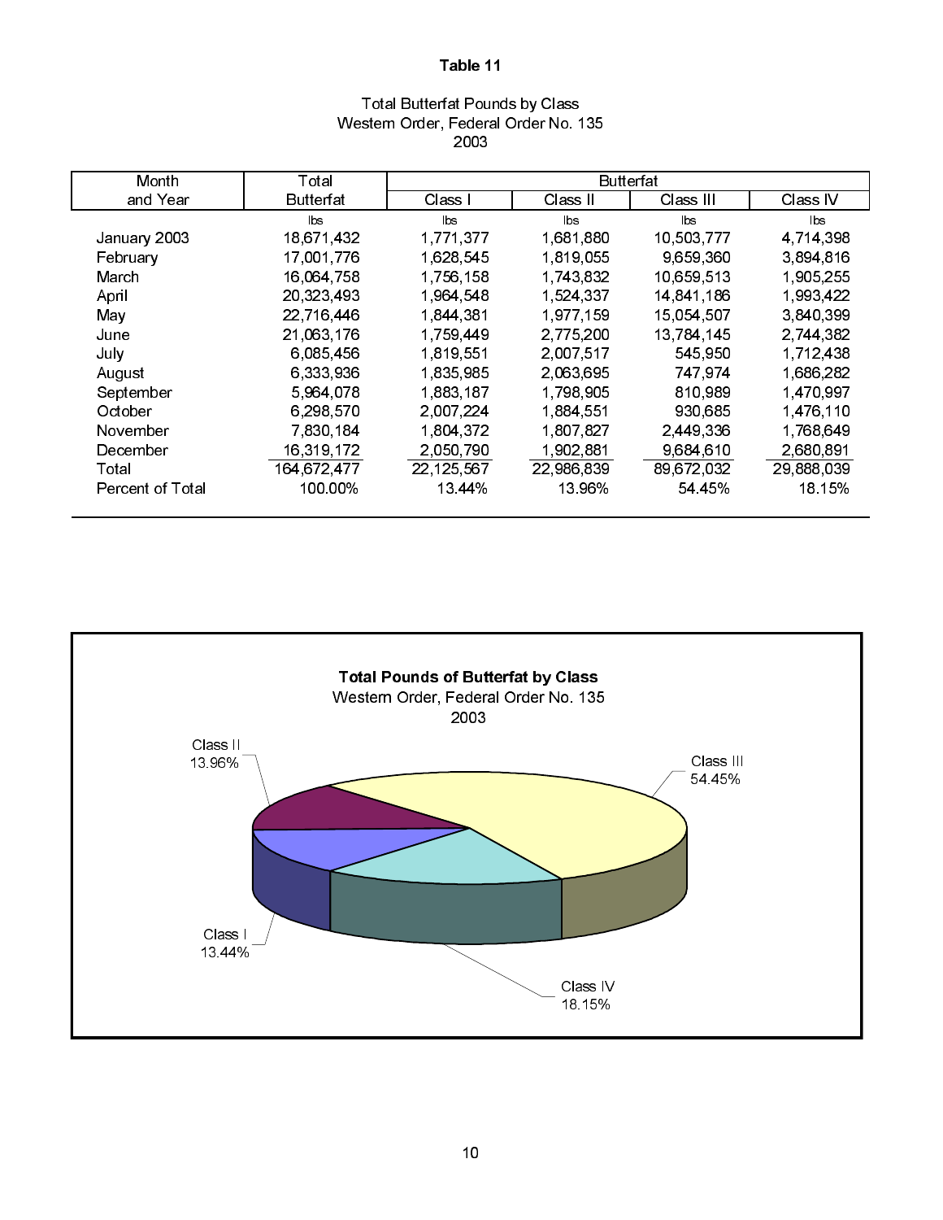# Table 11

Total Butterfat Pounds by Class
Western Order, Federal Order No. 135
2003

| Month and Year | Total Butterfat | Butterfat | | | |
|---|---|---|---|---|---|
| | | Class I | Class II | Class III | Class IV |
| | lbs | lbs | lbs | lbs | lbs |
| January 2003 | 18,671,432 | 1,771,377 | 1,681,880 | 10,503,777 | 4,714,398 |
| February | 17,001,776 | 1,628,545 | 1,819,055 | 9,659,360 | 3,894,816 |
| March | 16,064,758 | 1,756,158 | 1,743,832 | 10,659,513 | 1,905,255 |
| April | 20,323,493 | 1,964,548 | 1,524,337 | 14,841,186 | 1,993,422 |
| May | 22,716,446 | 1,844,381 | 1,977,159 | 15,054,507 | 3,840,399 |
| June | 21,063,176 | 1,759,449 | 2,775,200 | 13,784,145 | 2,744,382 |
| July | 6,085,456 | 1,819,551 | 2,007,517 | 545,950 | 1,712,438 |
| August | 6,333,936 | 1,835,985 | 2,063,695 | 747,974 | 1,686,282 |
| September | 5,964,078 | 1,883,187 | 1,798,905 | 810,989 | 1,470,997 |
| October | 6,298,570 | 2,007,224 | 1,884,551 | 930,685 | 1,476,110 |
| November | 7,830,184 | 1,804,372 | 1,807,827 | 2,449,336 | 1,768,649 |
| December | 16,319,172 | 2,050,790 | 1,902,881 | 9,684,610 | 2,680,891 |
| Total | 164,672,477 | 22,125,567 | 22,986,839 | 89,672,032 | 29,888,039 |
| Percent of Total | 100.00% | 13.44% | 13.96% | 54.45% | 18.15% |

**Total Pounds of Butterfat by Class**
Western Order, Federal Order No. 135
2003

- Class I: 13.44%
- Class II: 13.96%
- Class III: 54.45%
- Class IV: 18.15%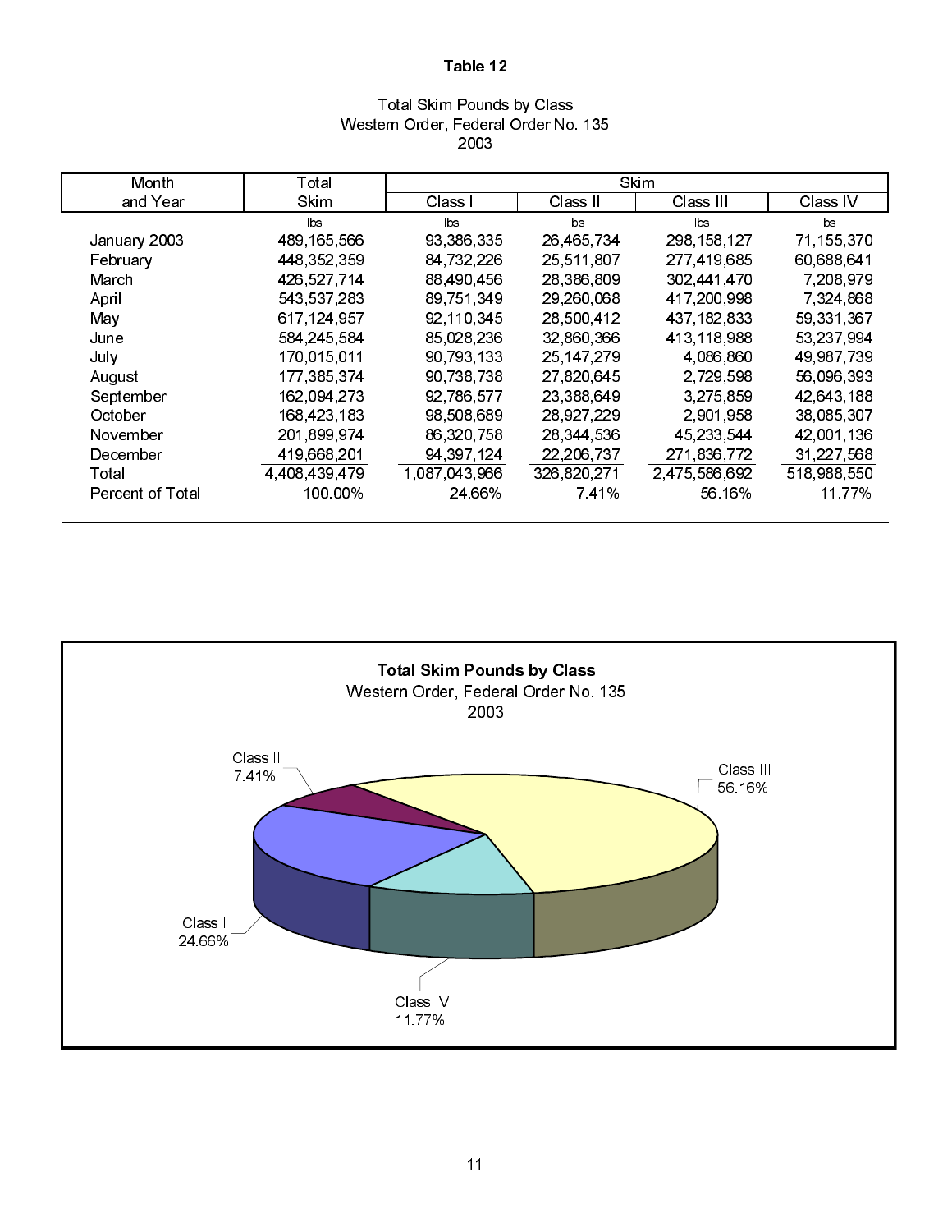# Table 12

Total Skim Pounds by Class
Western Order, Federal Order No. 135
2003

| Month and Year | Total Skim | Skim | | | |
|---|---|---|---|---|---|
| | | Class I | Class II | Class III | Class IV |
| | lbs | lbs | lbs | lbs | lbs |
| January 2003 | 489,165,566 | 93,386,335 | 26,465,734 | 298,158,127 | 71,155,370 |
| February | 448,352,359 | 84,732,226 | 25,511,807 | 277,419,685 | 60,688,641 |
| March | 426,527,714 | 88,490,456 | 28,386,809 | 302,441,470 | 7,208,979 |
| April | 543,537,283 | 89,751,349 | 29,260,068 | 417,200,998 | 7,324,868 |
| May | 617,124,957 | 92,110,345 | 28,500,412 | 437,182,833 | 59,331,367 |
| June | 584,245,584 | 85,028,236 | 32,860,366 | 413,118,988 | 53,237,994 |
| July | 170,015,011 | 90,793,133 | 25,147,279 | 4,086,860 | 49,987,739 |
| August | 177,385,374 | 90,738,738 | 27,820,645 | 2,729,598 | 56,096,393 |
| September | 162,094,273 | 92,786,577 | 23,388,649 | 3,275,859 | 42,643,188 |
| October | 168,423,183 | 98,508,689 | 28,927,229 | 2,901,958 | 38,085,307 |
| November | 201,899,974 | 86,320,758 | 28,344,536 | 45,233,544 | 42,001,136 |
| December | 419,668,201 | 94,397,124 | 22,206,737 | 271,836,772 | 31,227,568 |
| Total | 4,408,439,479 | 1,087,043,966 | 326,820,271 | 2,475,586,692 | 518,988,550 |
| Percent of Total | 100.00% | 24.66% | 7.41% | 56.16% | 11.77% |

**Total Skim Pounds by Class**
Western Order, Federal Order No. 135
2003

Class I 24.66%
Class II 7.41%
Class III 56.16%
Class IV 11.77%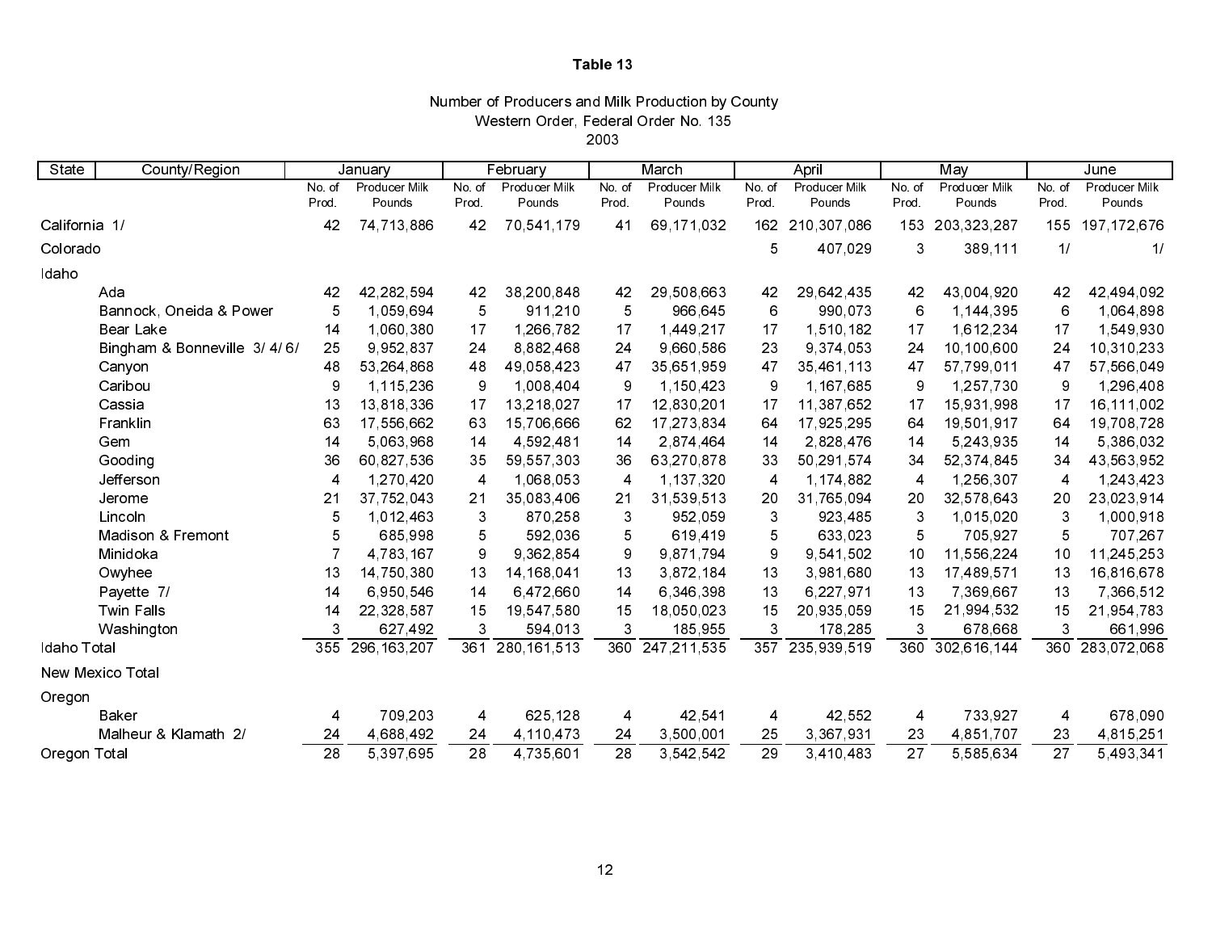**Table 13**

Number of Producers and Milk Production by County
Western Order, Federal Order No. 135
2003

| State | County/Region | January | | February | | March | | April | | May | | June | |
|---|---|---|---|---|---|---|---|---|---|---|---|---|---|
| | | No. of Prod. | Producer Milk Pounds | No. of Prod. | Producer Milk Pounds | No. of Prod. | Producer Milk Pounds | No. of Prod. | Producer Milk Pounds | No. of Prod. | Producer Milk Pounds | No. of Prod. | Producer Milk Pounds |
| California 1/ | | 42 | 74,713,886 | 42 | 70,541,179 | 41 | 69,171,032 | 162 | 210,307,086 | 153 | 203,323,287 | 155 | 197,172,676 |
| Colorado | | | | | | | | 5 | 407,029 | 3 | 389,111 | 1/ | 1/ |
| Idaho | | | | | | | | | | | | | |
| | Ada | 42 | 42,282,594 | 42 | 38,200,848 | 42 | 29,508,663 | 42 | 29,642,435 | 42 | 43,004,920 | 42 | 42,494,092 |
| | Bannock, Oneida & Power | 5 | 1,059,694 | 5 | 911,210 | 5 | 966,645 | 6 | 990,073 | 6 | 1,144,395 | 6 | 1,064,898 |
| | Bear Lake | 14 | 1,060,380 | 17 | 1,266,782 | 17 | 1,449,217 | 17 | 1,510,182 | 17 | 1,612,234 | 17 | 1,549,930 |
| | Bingham & Bonneville 3/ 4/ 6/ | 25 | 9,952,837 | 24 | 8,882,468 | 24 | 9,660,586 | 23 | 9,374,053 | 24 | 10,100,600 | 24 | 10,310,233 |
| | Canyon | 48 | 53,264,868 | 48 | 49,058,423 | 47 | 35,651,959 | 47 | 35,461,113 | 47 | 57,799,011 | 47 | 57,566,049 |
| | Caribou | 9 | 1,115,236 | 9 | 1,008,404 | 9 | 1,150,423 | 9 | 1,167,685 | 9 | 1,257,730 | 9 | 1,296,408 |
| | Cassia | 13 | 13,818,336 | 17 | 13,218,027 | 17 | 12,830,201 | 17 | 11,387,652 | 17 | 15,931,998 | 17 | 16,111,002 |
| | Franklin | 63 | 17,556,662 | 63 | 15,706,666 | 62 | 17,273,834 | 64 | 17,925,295 | 64 | 19,501,917 | 64 | 19,708,728 |
| | Gem | 14 | 5,063,968 | 14 | 4,592,481 | 14 | 2,874,464 | 14 | 2,828,476 | 14 | 5,243,935 | 14 | 5,386,032 |
| | Gooding | 36 | 60,827,536 | 35 | 59,557,303 | 36 | 63,270,878 | 33 | 50,291,574 | 34 | 52,374,845 | 34 | 43,563,952 |
| | Jefferson | 4 | 1,270,420 | 4 | 1,068,053 | 4 | 1,137,320 | 4 | 1,174,882 | 4 | 1,256,307 | 4 | 1,243,423 |
| | Jerome | 21 | 37,752,043 | 21 | 35,083,406 | 21 | 31,539,513 | 20 | 31,765,094 | 20 | 32,578,643 | 20 | 23,023,914 |
| | Lincoln | 5 | 1,012,463 | 3 | 870,258 | 3 | 952,059 | 3 | 923,485 | 3 | 1,015,020 | 3 | 1,000,918 |
| | Madison & Fremont | 5 | 685,998 | 5 | 592,036 | 5 | 619,419 | 5 | 633,023 | 5 | 705,927 | 5 | 707,267 |
| | Minidoka | 7 | 4,783,167 | 9 | 9,362,854 | 9 | 9,871,794 | 9 | 9,541,502 | 10 | 11,556,224 | 10 | 11,245,253 |
| | Owyhee | 13 | 14,750,380 | 13 | 14,168,041 | 13 | 3,872,184 | 13 | 3,981,680 | 13 | 17,489,571 | 13 | 16,816,678 |
| | Payette 7/ | 14 | 6,950,546 | 14 | 6,472,660 | 14 | 6,346,398 | 13 | 6,227,971 | 13 | 7,369,667 | 13 | 7,366,512 |
| | Twin Falls | 14 | 22,328,587 | 15 | 19,547,580 | 15 | 18,050,023 | 15 | 20,935,059 | 15 | 21,994,532 | 15 | 21,954,783 |
| | Washington | 3 | 627,492 | 3 | 594,013 | 3 | 185,955 | 3 | 178,285 | 3 | 678,668 | 3 | 661,996 |
| Idaho Total | | 355 | 296,163,207 | 361 | 280,161,513 | 360 | 247,211,535 | 357 | 235,939,519 | 360 | 302,616,144 | 360 | 283,072,068 |
| New Mexico Total | | | | | | | | | | | | | |
| Oregon | | | | | | | | | | | | | |
| | Baker | 4 | 709,203 | 4 | 625,128 | 4 | 42,541 | 4 | 42,552 | 4 | 733,927 | 4 | 678,090 |
| | Malheur & Klamath 2/ | 24 | 4,688,492 | 24 | 4,110,473 | 24 | 3,500,001 | 25 | 3,367,931 | 23 | 4,851,707 | 23 | 4,815,251 |
| Oregon Total | | 28 | 5,397,695 | 28 | 4,735,601 | 28 | 3,542,542 | 29 | 3,410,483 | 27 | 5,585,634 | 27 | 5,493,341 |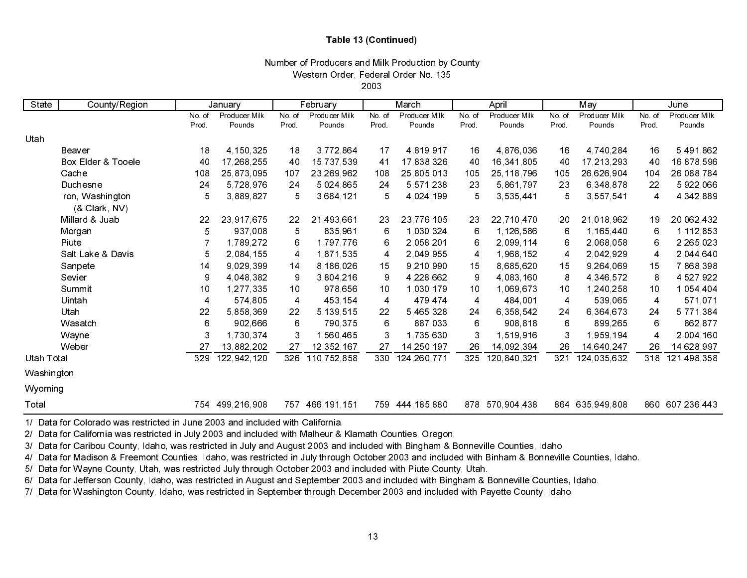**Table 13 (Continued)**

Number of Producers and Milk Production by County
Western Order, Federal Order No. 135
2003

| State | County/Region | January | | February | | March | | April | | May | | June | |
|---|---|---|---|---|---|---|---|---|---|---|---|---|---|
| | | No. of Prod. | Producer Milk Pounds | No. of Prod. | Producer Milk Pounds | No. of Prod. | Producer Milk Pounds | No. of Prod. | Producer Milk Pounds | No. of Prod. | Producer Milk Pounds | No. of Prod. | Producer Milk Pounds |
| Utah | | | | | | | | | | | | | |
| | Beaver | 18 | 4,150,325 | 18 | 3,772,864 | 17 | 4,819,917 | 16 | 4,876,036 | 16 | 4,740,284 | 16 | 5,491,862 |
| | Box Elder & Tooele | 40 | 17,268,255 | 40 | 15,737,539 | 41 | 17,838,326 | 40 | 16,341,805 | 40 | 17,213,293 | 40 | 16,878,596 |
| | Cache | 108 | 25,873,095 | 107 | 23,269,962 | 108 | 25,805,013 | 105 | 25,118,796 | 105 | 26,626,904 | 104 | 26,088,784 |
| | Duchesne | 24 | 5,728,976 | 24 | 5,024,865 | 24 | 5,571,238 | 23 | 5,861,797 | 23 | 6,348,878 | 22 | 5,922,066 |
| | Iron, Washington (& Clark, NV) | 5 | 3,889,827 | 5 | 3,684,121 | 5 | 4,024,199 | 5 | 3,535,441 | 5 | 3,557,541 | 4 | 4,342,889 |
| | Millard & Juab | 22 | 23,917,675 | 22 | 21,493,661 | 23 | 23,776,105 | 23 | 22,710,470 | 20 | 21,018,962 | 19 | 20,062,432 |
| | Morgan | 5 | 937,008 | 5 | 835,961 | 6 | 1,030,324 | 6 | 1,126,586 | 6 | 1,165,440 | 6 | 1,112,853 |
| | Piute | 7 | 1,789,272 | 6 | 1,797,776 | 6 | 2,058,201 | 6 | 2,099,114 | 6 | 2,068,058 | 6 | 2,265,023 |
| | Salt Lake & Davis | 5 | 2,084,155 | 4 | 1,871,535 | 4 | 2,049,955 | 4 | 1,968,152 | 4 | 2,042,929 | 4 | 2,044,640 |
| | Sanpete | 14 | 9,029,399 | 14 | 8,186,026 | 15 | 9,210,990 | 15 | 8,685,620 | 15 | 9,264,069 | 15 | 7,868,398 |
| | Sevier | 9 | 4,048,382 | 9 | 3,804,216 | 9 | 4,228,662 | 9 | 4,083,160 | 8 | 4,346,572 | 8 | 4,527,922 |
| | Summit | 10 | 1,277,335 | 10 | 978,656 | 10 | 1,030,179 | 10 | 1,069,673 | 10 | 1,240,258 | 10 | 1,054,404 |
| | Uintah | 4 | 574,805 | 4 | 453,154 | 4 | 479,474 | 4 | 484,001 | 4 | 539,065 | 4 | 571,071 |
| | Utah | 22 | 5,858,369 | 22 | 5,139,515 | 22 | 5,465,328 | 24 | 6,358,542 | 24 | 6,364,673 | 24 | 5,771,384 |
| | Wasatch | 6 | 902,666 | 6 | 790,375 | 6 | 887,033 | 6 | 908,818 | 6 | 899,265 | 6 | 862,877 |
| | Wayne | 3 | 1,730,374 | 3 | 1,560,465 | 3 | 1,735,630 | 3 | 1,519,916 | 3 | 1,959,194 | 4 | 2,004,160 |
| | Weber | 27 | 13,882,202 | 27 | 12,352,167 | 27 | 14,250,197 | 26 | 14,092,394 | 26 | 14,640,247 | 26 | 14,628,997 |
| Utah Total | | 329 | 122,942,120 | 326 | 110,752,858 | 330 | 124,260,771 | 325 | 120,840,321 | 321 | 124,035,632 | 318 | 121,498,358 |
| Washington | | | | | | | | | | | | | |
| Wyoming | | | | | | | | | | | | | |
| Total | | 754 | 499,216,908 | 757 | 466,191,151 | 759 | 444,185,880 | 878 | 570,904,438 | 864 | 635,949,808 | 860 | 607,236,443 |

1/ Data for Colorado was restricted in June 2003 and included with California.
2/ Data for California was restricted in July 2003 and included with Malheur & Klamath Counties, Oregon.
3/ Data for Caribou County, Idaho, was restricted in July and August 2003 and included with Bingham & Bonneville Counties, Idaho.
4/ Data for Madison & Freemont Counties, Idaho, was restricted in July through October 2003 and included with Binham & Bonneville Counties, Idaho.
5/ Data for Wayne County, Utah, was restricted July through October 2003 and included with Piute County, Utah.
6/ Data for Jefferson County, Idaho, was restricted in August and September 2003 and included with Bingham & Bonneville Counties, Idaho.
7/ Data for Washington County, Idaho, was restricted in September through December 2003 and included with Payette County, Idaho.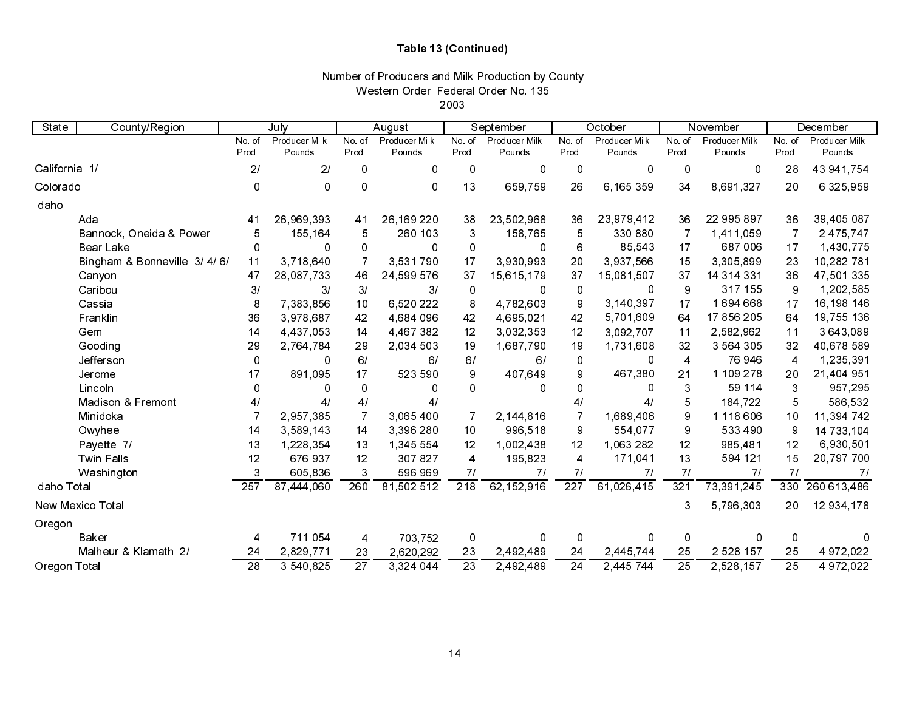**Table 13 (Continued)**

Number of Producers and Milk Production by County
Western Order, Federal Order No. 135
2003

| State | County/Region | July | | August | | September | | October | | November | | December | |
|---|---|---|---|---|---|---|---|---|---|---|---|---|---|
| | | No. of Prod. | Producer Milk Pounds | No. of Prod. | Producer Milk Pounds | No. of Prod. | Producer Milk Pounds | No. of Prod. | Producer Milk Pounds | No. of Prod. | Producer Milk Pounds | No. of Prod. | Producer Milk Pounds |
| California 1/ | | 2/ | 2/ | 0 | 0 | 0 | 0 | 0 | 0 | 0 | 0 | 28 | 43,941,754 |
| Colorado | | 0 | 0 | 0 | 0 | 13 | 659,759 | 26 | 6,165,359 | 34 | 8,691,327 | 20 | 6,325,959 |
| Idaho | | | | | | | | | | | | | |
| | Ada | 41 | 26,969,393 | 41 | 26,169,220 | 38 | 23,502,968 | 36 | 23,979,412 | 36 | 22,995,897 | 36 | 39,405,087 |
| | Bannock, Oneida & Power | 5 | 155,164 | 5 | 260,103 | 3 | 158,765 | 5 | 330,880 | 7 | 1,411,059 | 7 | 2,475,747 |
| | Bear Lake | 0 | 0 | 0 | 0 | 0 | 0 | 6 | 85,543 | 17 | 687,006 | 17 | 1,430,775 |
| | Bingham & Bonneville 3/ 4/ 6/ | 11 | 3,718,640 | 7 | 3,531,790 | 17 | 3,930,993 | 20 | 3,937,566 | 15 | 3,305,899 | 23 | 10,282,781 |
| | Canyon | 47 | 28,087,733 | 46 | 24,599,576 | 37 | 15,615,179 | 37 | 15,081,507 | 37 | 14,314,331 | 36 | 47,501,335 |
| | Caribou | 3/ | 3/ | 3/ | 3/ | 0 | 0 | 0 | 0 | 9 | 317,155 | 9 | 1,202,585 |
| | Cassia | 8 | 7,383,856 | 10 | 6,520,222 | 8 | 4,782,603 | 9 | 3,140,397 | 17 | 1,694,668 | 17 | 16,198,146 |
| | Franklin | 36 | 3,978,687 | 42 | 4,684,096 | 42 | 4,695,021 | 42 | 5,701,609 | 64 | 17,856,205 | 64 | 19,755,136 |
| | Gem | 14 | 4,437,053 | 14 | 4,467,382 | 12 | 3,032,353 | 12 | 3,092,707 | 11 | 2,582,962 | 11 | 3,643,089 |
| | Gooding | 29 | 2,764,784 | 29 | 2,034,503 | 19 | 1,687,790 | 19 | 1,731,608 | 32 | 3,564,305 | 32 | 40,678,589 |
| | Jefferson | 0 | 0 | 6/ | 6/ | 6/ | 6/ | 0 | 0 | 4 | 76,946 | 4 | 1,235,391 |
| | Jerome | 17 | 891,095 | 17 | 523,590 | 9 | 407,649 | 9 | 467,380 | 21 | 1,109,278 | 20 | 21,404,951 |
| | Lincoln | 0 | 0 | 0 | 0 | 0 | 0 | 0 | 0 | 3 | 59,114 | 3 | 957,295 |
| | Madison & Fremont | 4/ | 4/ | 4/ | 4/ | | | 4/ | 4/ | 5 | 184,722 | 5 | 586,532 |
| | Minidoka | 7 | 2,957,385 | 7 | 3,065,400 | 7 | 2,144,816 | 7 | 1,689,406 | 9 | 1,118,606 | 10 | 11,394,742 |
| | Owyhee | 14 | 3,589,143 | 14 | 3,396,280 | 10 | 996,518 | 9 | 554,077 | 9 | 533,490 | 9 | 14,733,104 |
| | Payette 7/ | 13 | 1,228,354 | 13 | 1,345,554 | 12 | 1,002,438 | 12 | 1,063,282 | 12 | 985,481 | 12 | 6,930,501 |
| | Twin Falls | 12 | 676,937 | 12 | 307,827 | 4 | 195,823 | 4 | 171,041 | 13 | 594,121 | 15 | 20,797,700 |
| | Washington | 3 | 605,836 | 3 | 596,969 | 7/ | 7/ | 7/ | 7/ | 7/ | 7/ | 7/ | 7/ |
| Idaho Total | | 257 | 87,444,060 | 260 | 81,502,512 | 218 | 62,152,916 | 227 | 61,026,415 | 321 | 73,391,245 | 330 | 260,613,486 |
| New Mexico Total | | | | | | | | | | 3 | 5,796,303 | 20 | 12,934,178 |
| Oregon | | | | | | | | | | | | | |
| | Baker | 4 | 711,054 | 4 | 703,752 | 0 | 0 | 0 | 0 | 0 | 0 | 0 | 0 |
| | Malheur & Klamath 2/ | 24 | 2,829,771 | 23 | 2,620,292 | 23 | 2,492,489 | 24 | 2,445,744 | 25 | 2,528,157 | 25 | 4,972,022 |
| Oregon Total | | 28 | 3,540,825 | 27 | 3,324,044 | 23 | 2,492,489 | 24 | 2,445,744 | 25 | 2,528,157 | 25 | 4,972,022 |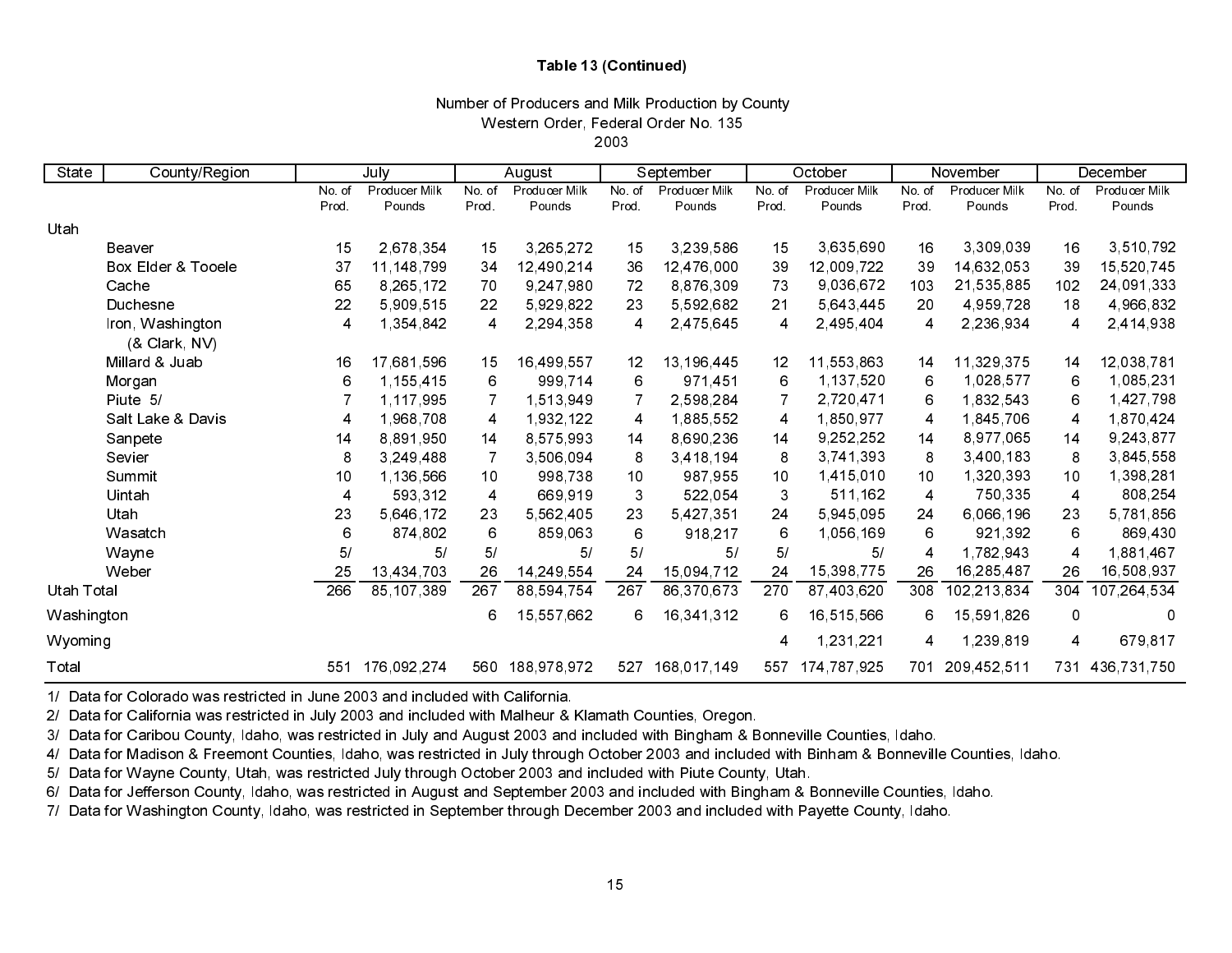**Table 13 (Continued)**

Number of Producers and Milk Production by County
Western Order, Federal Order No. 135
2003

| State | County/Region | July | | August | | September | | October | | November | | December | |
|---|---|---|---|---|---|---|---|---|---|---|---|---|---|
| | | No. of Prod. | Producer Milk Pounds | No. of Prod. | Producer Milk Pounds | No. of Prod. | Producer Milk Pounds | No. of Prod. | Producer Milk Pounds | No. of Prod. | Producer Milk Pounds | No. of Prod. | Producer Milk Pounds |
| Utah | | | | | | | | | | | | | |
| | Beaver | 15 | 2,678,354 | 15 | 3,265,272 | 15 | 3,239,586 | 15 | 3,635,690 | 16 | 3,309,039 | 16 | 3,510,792 |
| | Box Elder & Tooele | 37 | 11,148,799 | 34 | 12,490,214 | 36 | 12,476,000 | 39 | 12,009,722 | 39 | 14,632,053 | 39 | 15,520,745 |
| | Cache | 65 | 8,265,172 | 70 | 9,247,980 | 72 | 8,876,309 | 73 | 9,036,672 | 103 | 21,535,885 | 102 | 24,091,333 |
| | Duchesne | 22 | 5,909,515 | 22 | 5,929,822 | 23 | 5,592,682 | 21 | 5,643,445 | 20 | 4,959,728 | 18 | 4,966,832 |
| | Iron, Washington (& Clark, NV) | 4 | 1,354,842 | 4 | 2,294,358 | 4 | 2,475,645 | 4 | 2,495,404 | 4 | 2,236,934 | 4 | 2,414,938 |
| | Millard & Juab | 16 | 17,681,596 | 15 | 16,499,557 | 12 | 13,196,445 | 12 | 11,553,863 | 14 | 11,329,375 | 14 | 12,038,781 |
| | Morgan | 6 | 1,155,415 | 6 | 999,714 | 6 | 971,451 | 6 | 1,137,520 | 6 | 1,028,577 | 6 | 1,085,231 |
| | Piute 5/ | 7 | 1,117,995 | 7 | 1,513,949 | 7 | 2,598,284 | 7 | 2,720,471 | 6 | 1,832,543 | 6 | 1,427,798 |
| | Salt Lake & Davis | 4 | 1,968,708 | 4 | 1,932,122 | 4 | 1,885,552 | 4 | 1,850,977 | 4 | 1,845,706 | 4 | 1,870,424 |
| | Sanpete | 14 | 8,891,950 | 14 | 8,575,993 | 14 | 8,690,236 | 14 | 9,252,252 | 14 | 8,977,065 | 14 | 9,243,877 |
| | Sevier | 8 | 3,249,488 | 7 | 3,506,094 | 8 | 3,418,194 | 8 | 3,741,393 | 8 | 3,400,183 | 8 | 3,845,558 |
| | Summit | 10 | 1,136,566 | 10 | 998,738 | 10 | 987,955 | 10 | 1,415,010 | 10 | 1,320,393 | 10 | 1,398,281 |
| | Uintah | 4 | 593,312 | 4 | 669,919 | 3 | 522,054 | 3 | 511,162 | 4 | 750,335 | 4 | 808,254 |
| | Utah | 23 | 5,646,172 | 23 | 5,562,405 | 23 | 5,427,351 | 24 | 5,945,095 | 24 | 6,066,196 | 23 | 5,781,856 |
| | Wasatch | 6 | 874,802 | 6 | 859,063 | 6 | 918,217 | 6 | 1,056,169 | 6 | 921,392 | 6 | 869,430 |
| | Wayne | 5/ | 5/ | 5/ | 5/ | 5/ | 5/ | 5/ | 5/ | 4 | 1,782,943 | 4 | 1,881,467 |
| | Weber | 25 | 13,434,703 | 26 | 14,249,554 | 24 | 15,094,712 | 24 | 15,398,775 | 26 | 16,285,487 | 26 | 16,508,937 |
| Utah Total | | 266 | 85,107,389 | 267 | 88,594,754 | 267 | 86,370,673 | 270 | 87,403,620 | 308 | 102,213,834 | 304 | 107,264,534 |
| Washington | | | | 6 | 15,557,662 | 6 | 16,341,312 | 6 | 16,515,566 | 6 | 15,591,826 | 0 | 0 |
| Wyoming | | | | | | | | 4 | 1,231,221 | 4 | 1,239,819 | 4 | 679,817 |
| Total | | 551 | 176,092,274 | 560 | 188,978,972 | 527 | 168,017,149 | 557 | 174,787,925 | 701 | 209,452,511 | 731 | 436,731,750 |

1/ Data for Colorado was restricted in June 2003 and included with California.
2/ Data for California was restricted in July 2003 and included with Malheur & Klamath Counties, Oregon.
3/ Data for Caribou County, Idaho, was restricted in July and August 2003 and included with Bingham & Bonneville Counties, Idaho.
4/ Data for Madison & Freemont Counties, Idaho, was restricted in July through October 2003 and included with Binham & Bonneville Counties, Idaho.
5/ Data for Wayne County, Utah, was restricted July through October 2003 and included with Piute County, Utah.
6/ Data for Jefferson County, Idaho, was restricted in August and September 2003 and included with Bingham & Bonneville Counties, Idaho.
7/ Data for Washington County, Idaho, was restricted in September through December 2003 and included with Payette County, Idaho.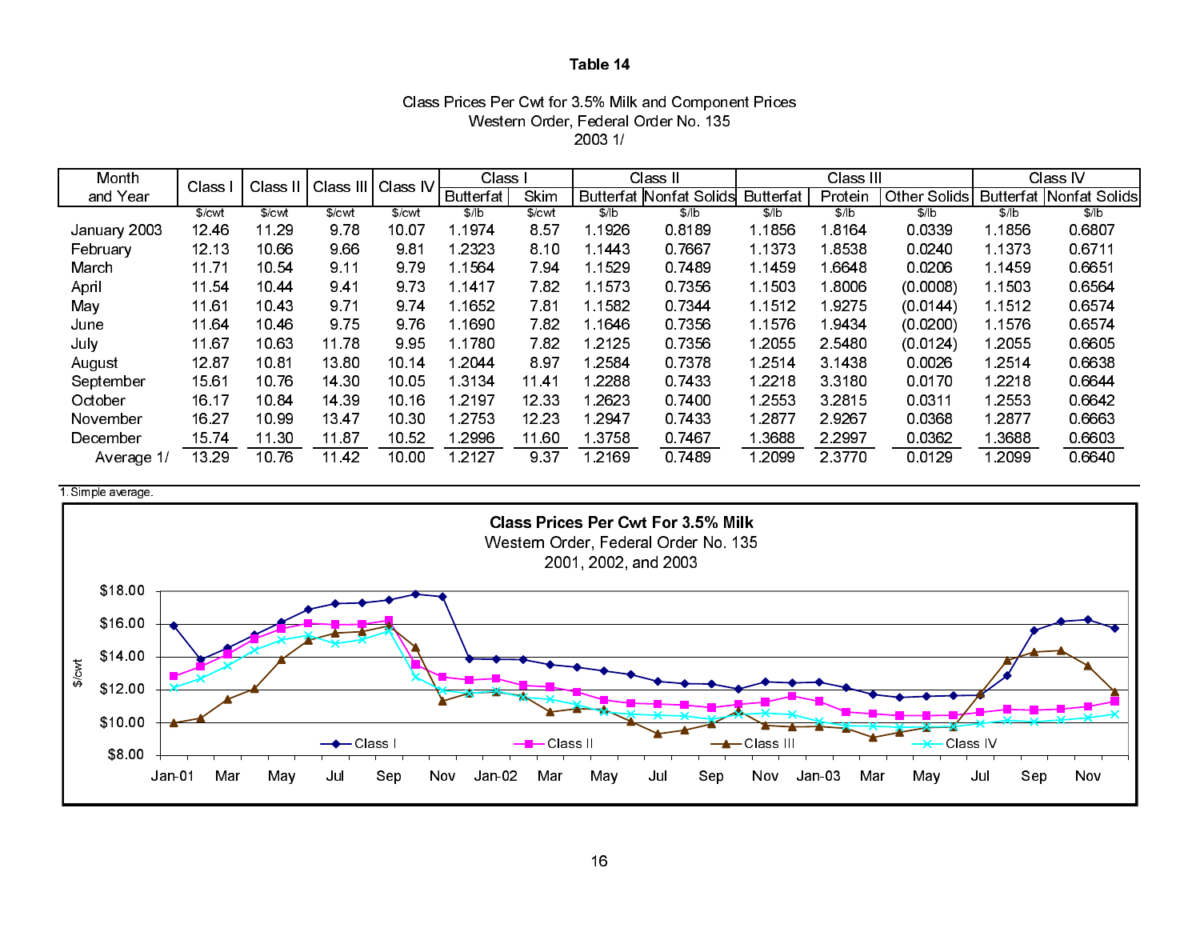### Table 14

Class Prices Per Cwt for 3.5% Milk and Component Prices
Western Order, Federal Order No. 135
2003 1/

| Month and Year | Class I | Class II | Class III | Class IV | Class I | | Class II | | Class III | | | Class IV | |
|---|---|---|---|---|---|---|---|---|---|---|---|---|---|
| | | | | | Butterfat | Skim | Butterfat | Nonfat Solids | Butterfat | Protein | Other Solids | Butterfat | Nonfat Solids |
| | $/cwt | $/cwt | $/cwt | $/cwt | $/lb | $/cwt | $/lb | $/lb | $/lb | $/lb | $/lb | $/lb | $/lb |
| January 2003 | 12.46 | 11.29 | 9.78 | 10.07 | 1.1974 | 8.57 | 1.1926 | 0.8189 | 1.1856 | 1.8164 | 0.0339 | 1.1856 | 0.6807 |
| February | 12.13 | 10.66 | 9.66 | 9.81 | 1.2323 | 8.10 | 1.1443 | 0.7667 | 1.1373 | 1.8538 | 0.0240 | 1.1373 | 0.6711 |
| March | 11.71 | 10.54 | 9.11 | 9.79 | 1.1564 | 7.94 | 1.1529 | 0.7489 | 1.1459 | 1.6648 | 0.0206 | 1.1459 | 0.6651 |
| April | 11.54 | 10.44 | 9.41 | 9.73 | 1.1417 | 7.82 | 1.1573 | 0.7356 | 1.1503 | 1.8006 | (0.0008) | 1.1503 | 0.6564 |
| May | 11.61 | 10.43 | 9.71 | 9.74 | 1.1652 | 7.81 | 1.1582 | 0.7344 | 1.1512 | 1.9275 | (0.0144) | 1.1512 | 0.6574 |
| June | 11.64 | 10.46 | 9.75 | 9.76 | 1.1690 | 7.82 | 1.1646 | 0.7356 | 1.1576 | 1.9434 | (0.0200) | 1.1576 | 0.6574 |
| July | 11.67 | 10.63 | 11.78 | 9.95 | 1.1780 | 7.82 | 1.2125 | 0.7356 | 1.2055 | 2.5480 | (0.0124) | 1.2055 | 0.6605 |
| August | 12.87 | 10.81 | 13.80 | 10.14 | 1.2044 | 8.97 | 1.2584 | 0.7378 | 1.2514 | 3.1438 | 0.0026 | 1.2514 | 0.6638 |
| September | 15.61 | 10.76 | 14.30 | 10.05 | 1.3134 | 11.41 | 1.2288 | 0.7433 | 1.2218 | 3.3180 | 0.0170 | 1.2218 | 0.6644 |
| October | 16.17 | 10.84 | 14.39 | 10.16 | 1.2197 | 12.33 | 1.2623 | 0.7400 | 1.2553 | 3.2815 | 0.0311 | 1.2553 | 0.6642 |
| November | 16.27 | 10.99 | 13.47 | 10.30 | 1.2753 | 12.23 | 1.2947 | 0.7433 | 1.2877 | 2.9267 | 0.0368 | 1.2877 | 0.6663 |
| December | 15.74 | 11.30 | 11.87 | 10.52 | 1.2996 | 11.60 | 1.3758 | 0.7467 | 1.3688 | 2.2997 | 0.0362 | 1.3688 | 0.6603 |
| Average 1/ | 13.29 | 10.76 | 11.42 | 10.00 | 1.2127 | 9.37 | 1.2169 | 0.7489 | 1.2099 | 2.3770 | 0.0129 | 1.2099 | 0.6640 |

1. Simple average.

**Class Prices Per Cwt For 3.5% Milk**
Western Order, Federal Order No. 135
2001, 2002, and 2003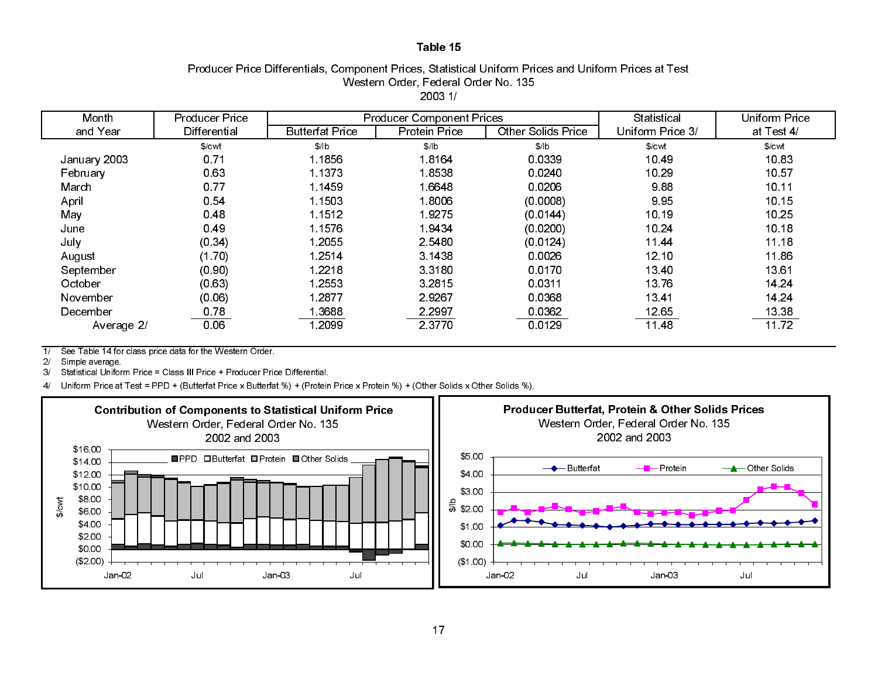# Table 15

Producer Price Differentials, Component Prices, Statistical Uniform Prices and Uniform Prices at Test
Western Order, Federal Order No. 135
2003 1/

| Month and Year | Producer Price Differential | Producer Component Prices | | | Statistical Uniform Price 3/ | Uniform Price at Test 4/ |
|---|---|---|---|---|---|---|
| | | Butterfat Price | Protein Price | Other Solids Price | | |
| | $/cwt | $/lb | $/lb | $/lb | $/cwt | $/cwt |
| January 2003 | 0.71 | 1.1856 | 1.8164 | 0.0339 | 10.49 | 10.83 |
| February | 0.63 | 1.1373 | 1.8538 | 0.0240 | 10.29 | 10.57 |
| March | 0.77 | 1.1459 | 1.6648 | 0.0206 | 9.88 | 10.11 |
| April | 0.54 | 1.1503 | 1.8006 | (0.0008) | 9.95 | 10.15 |
| May | 0.48 | 1.1512 | 1.9275 | (0.0144) | 10.19 | 10.25 |
| June | 0.49 | 1.1576 | 1.9434 | (0.0200) | 10.24 | 10.18 |
| July | (0.34) | 1.2055 | 2.5480 | (0.0124) | 11.44 | 11.18 |
| August | (1.70) | 1.2514 | 3.1438 | 0.0026 | 12.10 | 11.86 |
| September | (0.90) | 1.2218 | 3.3180 | 0.0170 | 13.40 | 13.61 |
| October | (0.63) | 1.2553 | 3.2815 | 0.0311 | 13.76 | 14.24 |
| November | (0.06) | 1.2877 | 2.9267 | 0.0368 | 13.41 | 14.24 |
| December | 0.78 | 1.3688 | 2.2997 | 0.0362 | 12.65 | 13.38 |
| Average 2/ | 0.06 | 1.2099 | 2.3770 | 0.0129 | 11.48 | 11.72 |

1/ See Table 14 for class price data for the Western Order.
2/ Simple average.
3/ Statistical Uniform Price = Class III Price + Producer Price Differential.
4/ Uniform Price at Test = PPD + (Butterfat Price x Butterfat %) + (Protein Price x Protein %) + (Other Solids x Other Solids %).

**Contribution of Components to Statistical Uniform Price**
Western Order, Federal Order No. 135
2002 and 2003

**Producer Butterfat, Protein & Other Solids Prices**
Western Order, Federal Order No. 135
2002 and 2003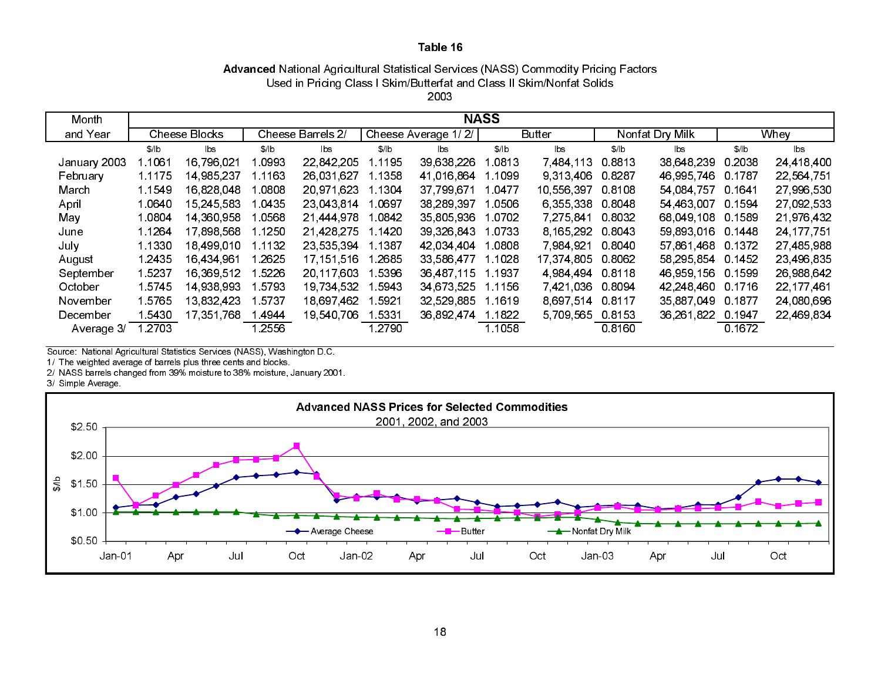### Table 16

**Advanced** National Agricultural Statistical Services (NASS) Commodity Pricing Factors
Used in Pricing Class I Skim/Butterfat and Class II Skim/Nonfat Solids
2003

| Month and Year | NASS | | | | | | | | | | | |
|---|---|---|---|---|---|---|---|---|---|---|---|---|
| | Cheese Blocks | | Cheese Barrels 2/ | | Cheese Average 1/ 2/ | | Butter | | Nonfat Dry Milk | | Whey | |
| | $/lb | lbs | $/lb | lbs | $/lb | lbs | $/lb | lbs | $/lb | lbs | $/lb | lbs |
| January 2003 | 1.1061 | 16,796,021 | 1.0993 | 22,842,205 | 1.1195 | 39,638,226 | 1.0813 | 7,484,113 | 0.8813 | 38,648,239 | 0.2038 | 24,418,400 |
| February | 1.1175 | 14,985,237 | 1.1163 | 26,031,627 | 1.1358 | 41,016,864 | 1.1099 | 9,313,406 | 0.8287 | 46,995,746 | 0.1787 | 22,564,751 |
| March | 1.1549 | 16,828,048 | 1.0808 | 20,971,623 | 1.1304 | 37,799,671 | 1.0477 | 10,556,397 | 0.8108 | 54,084,757 | 0.1641 | 27,996,530 |
| April | 1.0640 | 15,245,583 | 1.0435 | 23,043,814 | 1.0697 | 38,289,397 | 1.0506 | 6,355,338 | 0.8048 | 54,463,007 | 0.1594 | 27,092,533 |
| May | 1.0804 | 14,360,958 | 1.0568 | 21,444,978 | 1.0842 | 35,805,936 | 1.0702 | 7,275,841 | 0.8032 | 68,049,108 | 0.1589 | 21,976,432 |
| June | 1.1264 | 17,898,568 | 1.1250 | 21,428,275 | 1.1420 | 39,326,843 | 1.0733 | 8,165,292 | 0.8043 | 59,893,016 | 0.1448 | 24,177,751 |
| July | 1.1330 | 18,499,010 | 1.1132 | 23,535,394 | 1.1387 | 42,034,404 | 1.0808 | 7,984,921 | 0.8040 | 57,861,468 | 0.1372 | 27,485,988 |
| August | 1.2435 | 16,434,961 | 1.2625 | 17,151,516 | 1.2685 | 33,586,477 | 1.1028 | 17,374,805 | 0.8062 | 58,295,854 | 0.1452 | 23,496,835 |
| September | 1.5237 | 16,369,512 | 1.5226 | 20,117,603 | 1.5396 | 36,487,115 | 1.1937 | 4,984,494 | 0.8118 | 46,959,156 | 0.1599 | 26,988,642 |
| October | 1.5745 | 14,938,993 | 1.5793 | 19,734,532 | 1.5943 | 34,673,525 | 1.1156 | 7,421,036 | 0.8094 | 42,248,460 | 0.1716 | 22,177,461 |
| November | 1.5765 | 13,832,423 | 1.5737 | 18,697,462 | 1.5921 | 32,529,885 | 1.1619 | 8,697,514 | 0.8117 | 35,887,049 | 0.1877 | 24,080,696 |
| December | 1.5430 | 17,351,768 | 1.4944 | 19,540,706 | 1.5331 | 36,892,474 | 1.1822 | 5,709,565 | 0.8153 | 36,261,822 | 0.1947 | 22,469,834 |
| Average 3/ | 1.2703 | | 1.2556 | | 1.2790 | | 1.1058 | | 0.8160 | | 0.1672 | |

Source: National Agricultural Statistics Services (NASS), Washington D.C.
1/ The weighted average of barrels plus three cents and blocks.
2/ NASS barrels changed from 39% moisture to 38% moisture, January 2001.
3/ Simple Average.

**Advanced NASS Prices for Selected Commodities**
2001, 2002, and 2003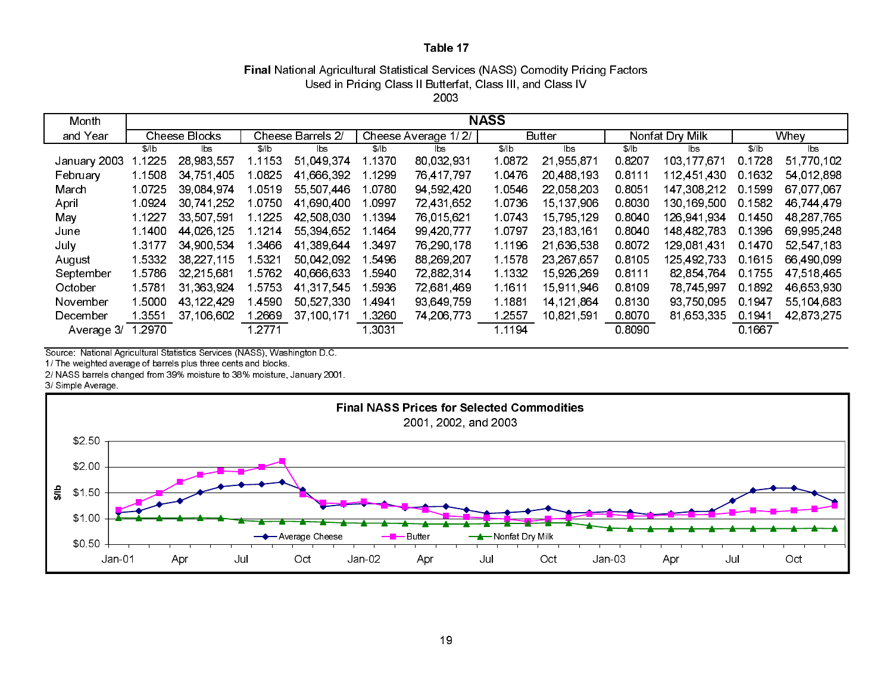**Table 17**

**Final** National Agricultural Statistical Services (NASS) Comodity Pricing Factors
Used in Pricing Class II Butterfat, Class III, and Class IV
2003

| Month and Year | NASS | | | | | | | | | | | |
|---|---|---|---|---|---|---|---|---|---|---|---|---|
| | Cheese Blocks | | Cheese Barrels 2/ | | Cheese Average 1/ 2/ | | Butter | | Nonfat Dry Milk | | Whey | |
| | $/lb | lbs | $/lb | lbs | $/lb | lbs | $/lb | lbs | $/lb | lbs | $/lb | lbs |
| January 2003 | 1.1225 | 28,983,557 | 1.1153 | 51,049,374 | 1.1370 | 80,032,931 | 1.0872 | 21,955,871 | 0.8207 | 103,177,671 | 0.1728 | 51,770,102 |
| February | 1.1508 | 34,751,405 | 1.0825 | 41,666,392 | 1.1299 | 76,417,797 | 1.0476 | 20,488,193 | 0.8111 | 112,451,430 | 0.1632 | 54,012,898 |
| March | 1.0725 | 39,084,974 | 1.0519 | 55,507,446 | 1.0780 | 94,592,420 | 1.0546 | 22,058,203 | 0.8051 | 147,308,212 | 0.1599 | 67,077,067 |
| April | 1.0924 | 30,741,252 | 1.0750 | 41,690,400 | 1.0997 | 72,431,652 | 1.0736 | 15,137,906 | 0.8030 | 130,169,500 | 0.1582 | 46,744,479 |
| May | 1.1227 | 33,507,591 | 1.1225 | 42,508,030 | 1.1394 | 76,015,621 | 1.0743 | 15,795,129 | 0.8040 | 126,941,934 | 0.1450 | 48,287,765 |
| June | 1.1400 | 44,026,125 | 1.1214 | 55,394,652 | 1.1464 | 99,420,777 | 1.0797 | 23,183,161 | 0.8040 | 148,482,783 | 0.1396 | 69,995,248 |
| July | 1.3177 | 34,900,534 | 1.3466 | 41,389,644 | 1.3497 | 76,290,178 | 1.1196 | 21,636,538 | 0.8072 | 129,081,431 | 0.1470 | 52,547,183 |
| August | 1.5332 | 38,227,115 | 1.5321 | 50,042,092 | 1.5496 | 88,269,207 | 1.1578 | 23,267,657 | 0.8105 | 125,492,733 | 0.1615 | 66,490,099 |
| September | 1.5786 | 32,215,681 | 1.5762 | 40,666,633 | 1.5940 | 72,882,314 | 1.1332 | 15,926,269 | 0.8111 | 82,854,764 | 0.1755 | 47,518,465 |
| October | 1.5781 | 31,363,924 | 1.5753 | 41,317,545 | 1.5936 | 72,681,469 | 1.1611 | 15,911,946 | 0.8109 | 78,745,997 | 0.1892 | 46,653,930 |
| November | 1.5000 | 43,122,429 | 1.4590 | 50,527,330 | 1.4941 | 93,649,759 | 1.1881 | 14,121,864 | 0.8130 | 93,750,095 | 0.1947 | 55,104,683 |
| December | 1.3551 | 37,106,602 | 1.2669 | 37,100,171 | 1.3260 | 74,206,773 | 1.2557 | 10,821,591 | 0.8070 | 81,653,335 | 0.1941 | 42,873,275 |
| Average 3/ | 1.2970 | | 1.2771 | | 1.3031 | | 1.1194 | | 0.8090 | | 0.1667 | |

Source: National Agricultural Statistics Services (NASS), Washington D.C.
1/ The weighted average of barrels plus three cents and blocks.
2/ NASS barrels changed from 39% moisture to 38% moisture, January 2001.
3/ Simple Average.

**Final NASS Prices for Selected Commodities**
2001, 2002, and 2003

$/lb
$2.50
$2.00
$1.50
$1.00
$0.50
Jan-01 Apr Jul Oct Jan-02 Apr Jul Oct Jan-03 Apr Jul Oct
Average Cheese
Butter
Nonfat Dry Milk